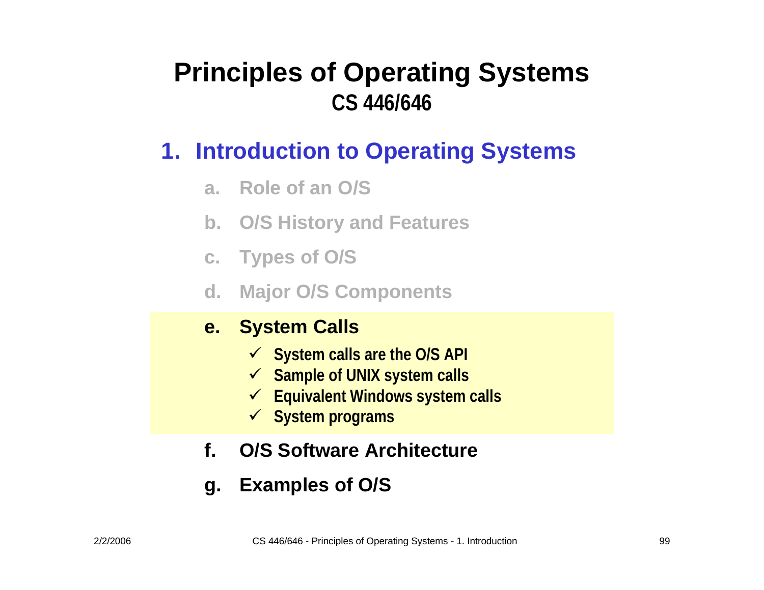# Principles of Operating Systems
## CS 446/646

## 1. Introduction to Operating Systems

a. Role of an O/S

b. O/S History and Features

c. Types of O/S

d. Major O/S Components

**e. System Calls**

- ✓ System calls are the O/S API
- ✓ Sample of UNIX system calls
- ✓ Equivalent Windows system calls
- ✓ System programs

f. O/S Software Architecture

g. Examples of O/S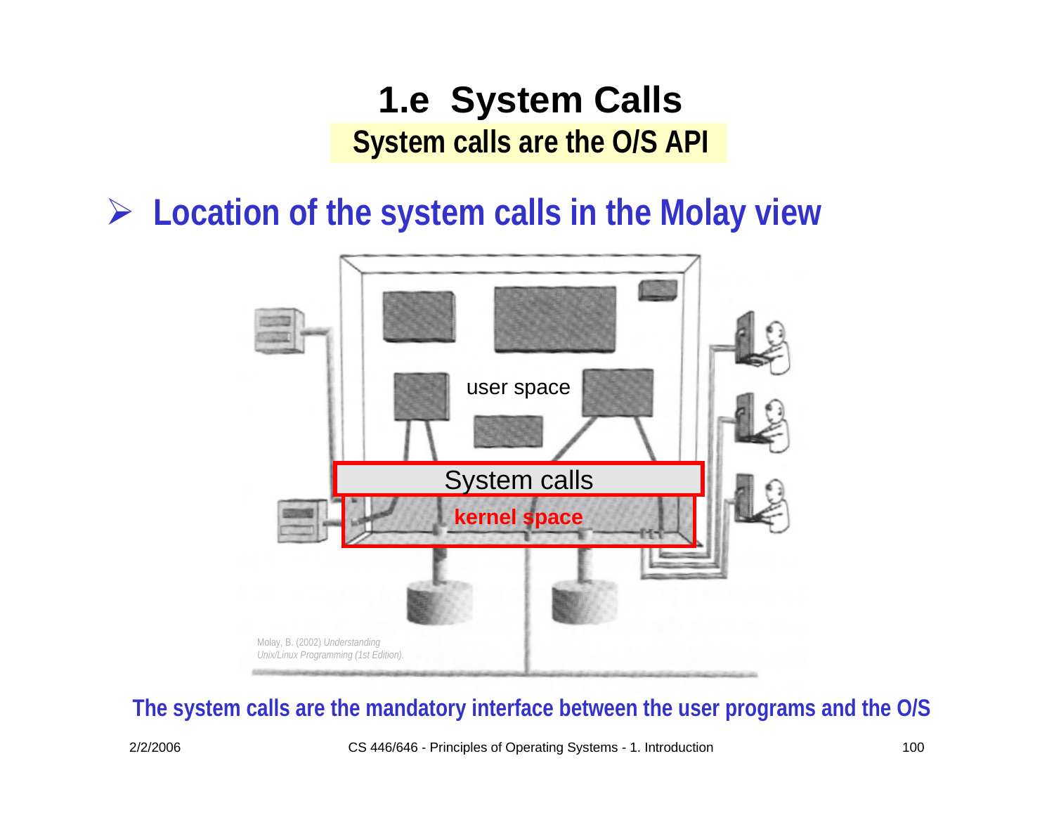# 1.e System Calls

## System calls are the O/S API

- **Location of the system calls in the Molay view**

user space

System calls

kernel space

Molay, B. (2002) *Understanding Unix/Linux Programming (1st Edition).*

**The system calls are the mandatory interface between the user programs and the O/S**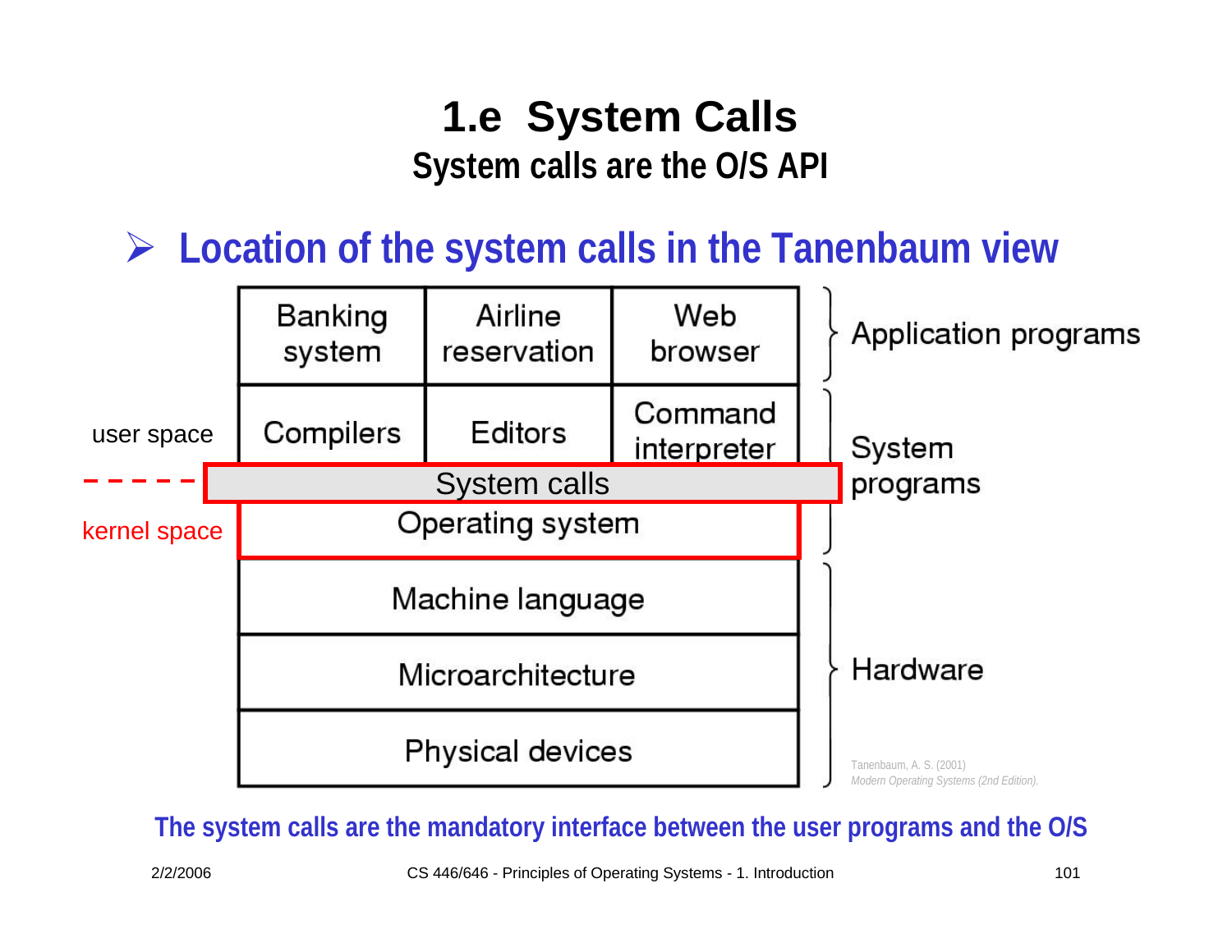# 1.e System Calls

## System calls are the O/S API

- **Location of the system calls in the Tanenbaum view**

| | Banking system | Airline reservation | Web browser | Application programs |
|---|---|---|---|---|
| user space | Compilers | Editors | Command interpreter | System programs |
| | System calls | | | |
| kernel space | Operating system | | | |
| | Machine language | | | Hardware |
| | Microarchitecture | | | |
| | Physical devices | | | |

Tanenbaum, A. S. (2001) *Modern Operating Systems (2nd Edition).*

**The system calls are the mandatory interface between the user programs and the O/S**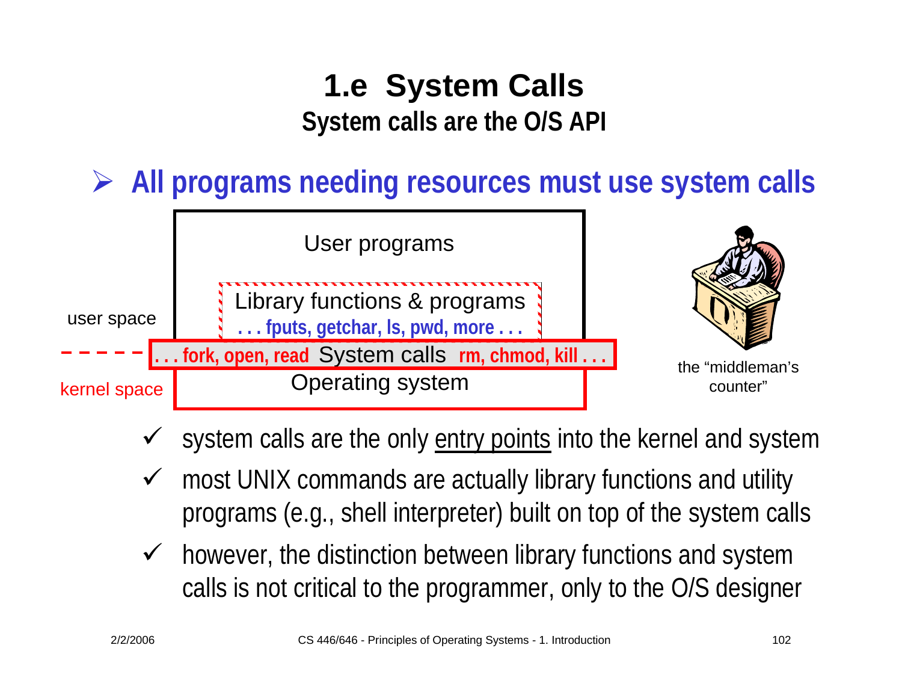# 1.e System Calls

## System calls are the O/S API

- **All programs needing resources must use system calls**

User programs

Library functions & programs
**. . . fputs, getchar, ls, pwd, more . . .**

user space

**. . . fork, open, read** System calls **rm, chmod, kill . . .**

kernel space

Operating system

the "middleman's counter"

- ✓ system calls are the only entry points into the kernel and system
- ✓ most UNIX commands are actually library functions and utility programs (e.g., shell interpreter) built on top of the system calls
- ✓ however, the distinction between library functions and system calls is not critical to the programmer, only to the O/S designer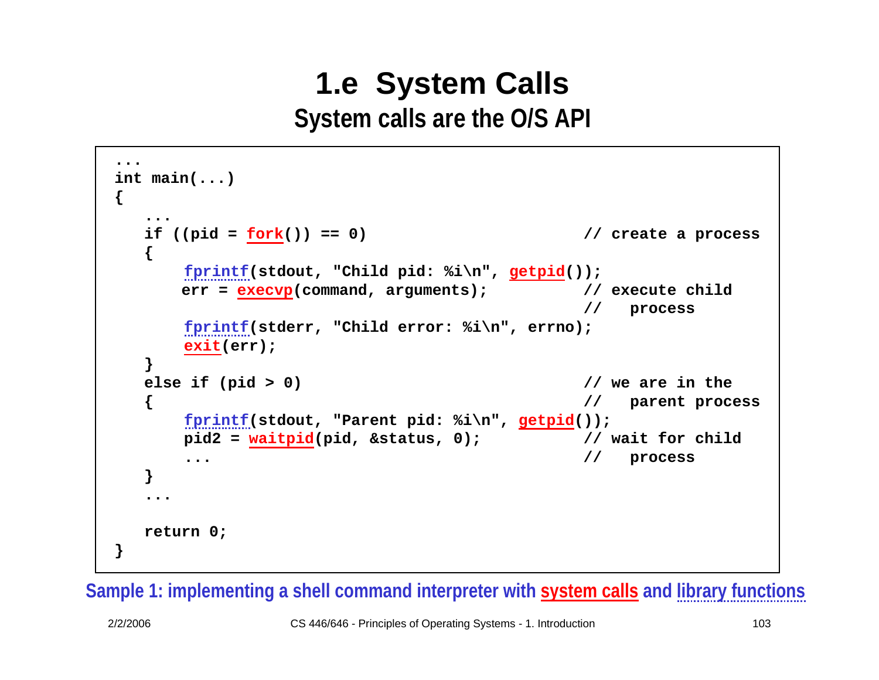# 1.e System Calls

## System calls are the O/S API

```
...
int main(...)
{
   ...
   if ((pid = fork()) == 0)                          // create a process
   {
       fprintf(stdout, "Child pid: %i\n", getpid());
       err = execvp(command, arguments);             // execute child
                                                     //   process
       fprintf(stderr, "Child error: %i\n", errno);
       exit(err);
   }
   else if (pid > 0)                                 // we are in the
   {                                                 //   parent process
       fprintf(stdout, "Parent pid: %i\n", getpid());
       pid2 = waitpid(pid, &status, 0);              // wait for child
       ...                                           //   process
   }
   ...

   return 0;
}
```

Sample 1: implementing a shell command interpreter with system calls and library functions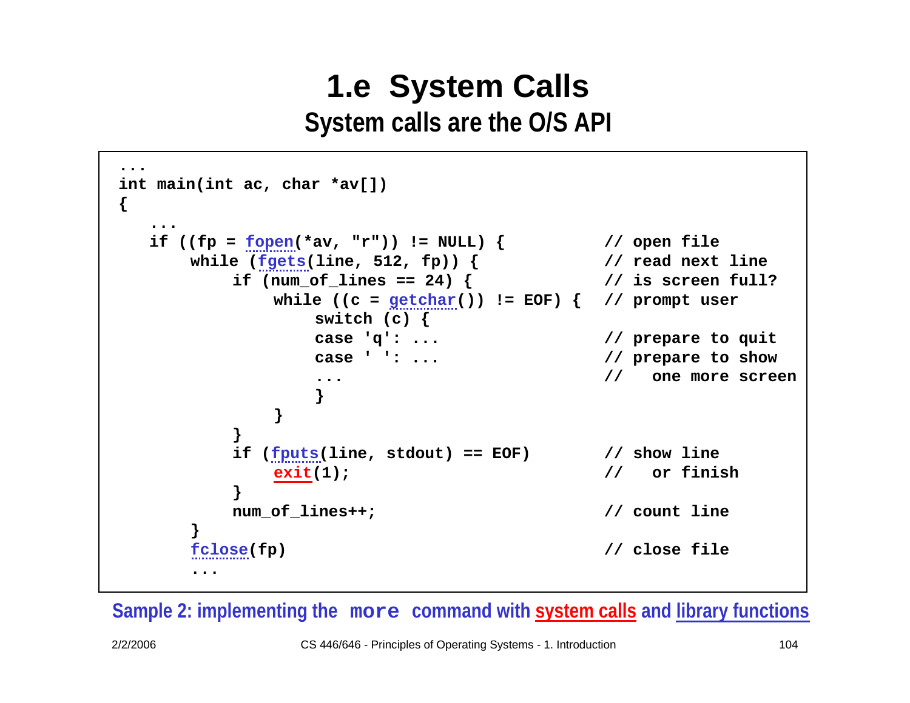# 1.e System Calls

## System calls are the O/S API

```
...
int main(int ac, char *av[])
{
   ...
   if ((fp = fopen(*av, "r")) != NULL) {          // open file
       while (fgets(line, 512, fp)) {             // read next line
           if (num_of_lines == 24) {              // is screen full?
               while ((c = getchar()) != EOF) {   // prompt user
                   switch (c) {
                   case 'q': ...                  // prepare to quit
                   case ' ': ...                  // prepare to show
                   ...                            //   one more screen
                   }
               }
           }
           if (fputs(line, stdout) == EOF)        // show line
               exit(1);                           //   or finish
           }
           num_of_lines++;                        // count line
       }
       fclose(fp)                                 // close file
       ...
```

**Sample 2: implementing the `more` command with system calls and library functions**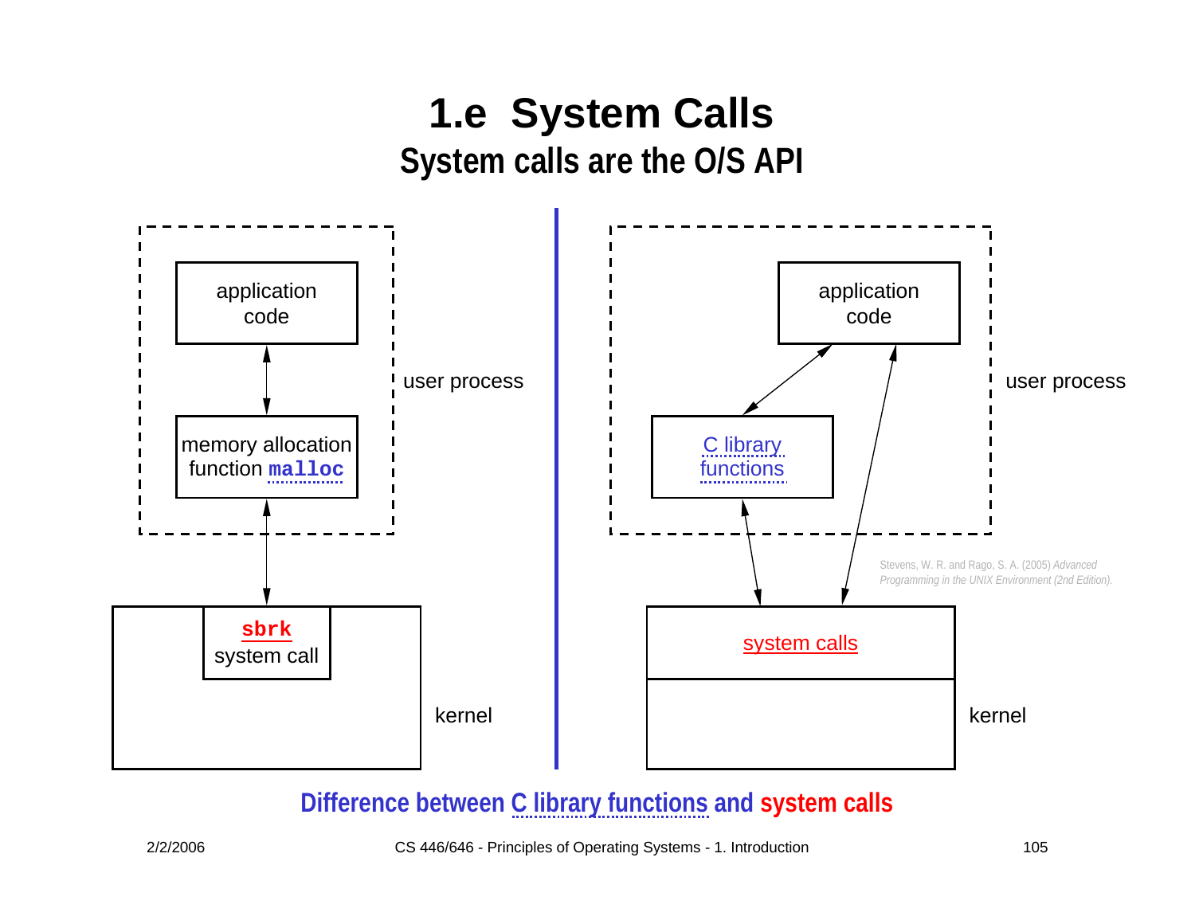# 1.e System Calls

## System calls are the O/S API

application code

memory allocation function `malloc`

user process

`sbrk` system call

kernel

application code

C library functions

user process

Stevens, W. R. and Rago, S. A. (2005) *Advanced Programming in the UNIX Environment (2nd Edition).*

system calls

kernel

**Difference between C library functions and system calls**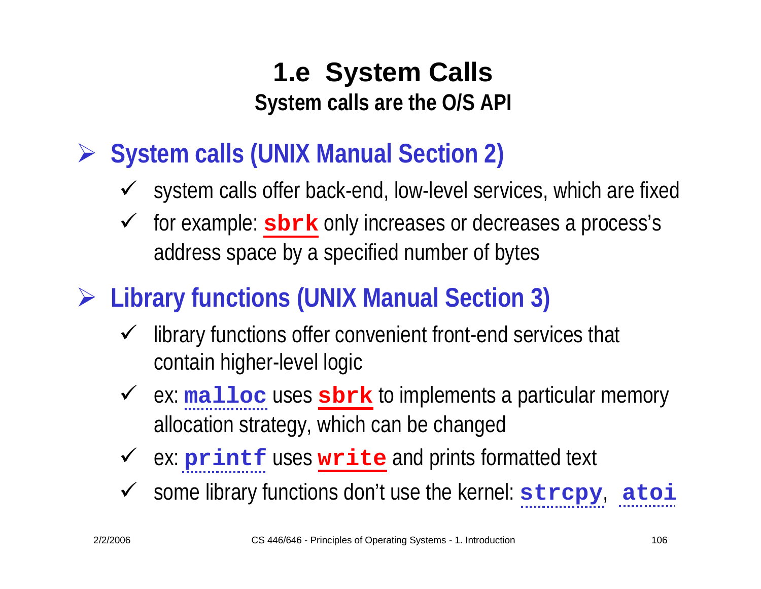# 1.e System Calls

## System calls are the O/S API

- **System calls (UNIX Manual Section 2)**
  - system calls offer back-end, low-level services, which are fixed
  - for example: `sbrk` only increases or decreases a process's address space by a specified number of bytes
- **Library functions (UNIX Manual Section 3)**
  - library functions offer convenient front-end services that contain higher-level logic
  - ex: `malloc` uses `sbrk` to implements a particular memory allocation strategy, which can be changed
  - ex: `printf` uses `write` and prints formatted text
  - some library functions don't use the kernel: `strcpy`, `atoi`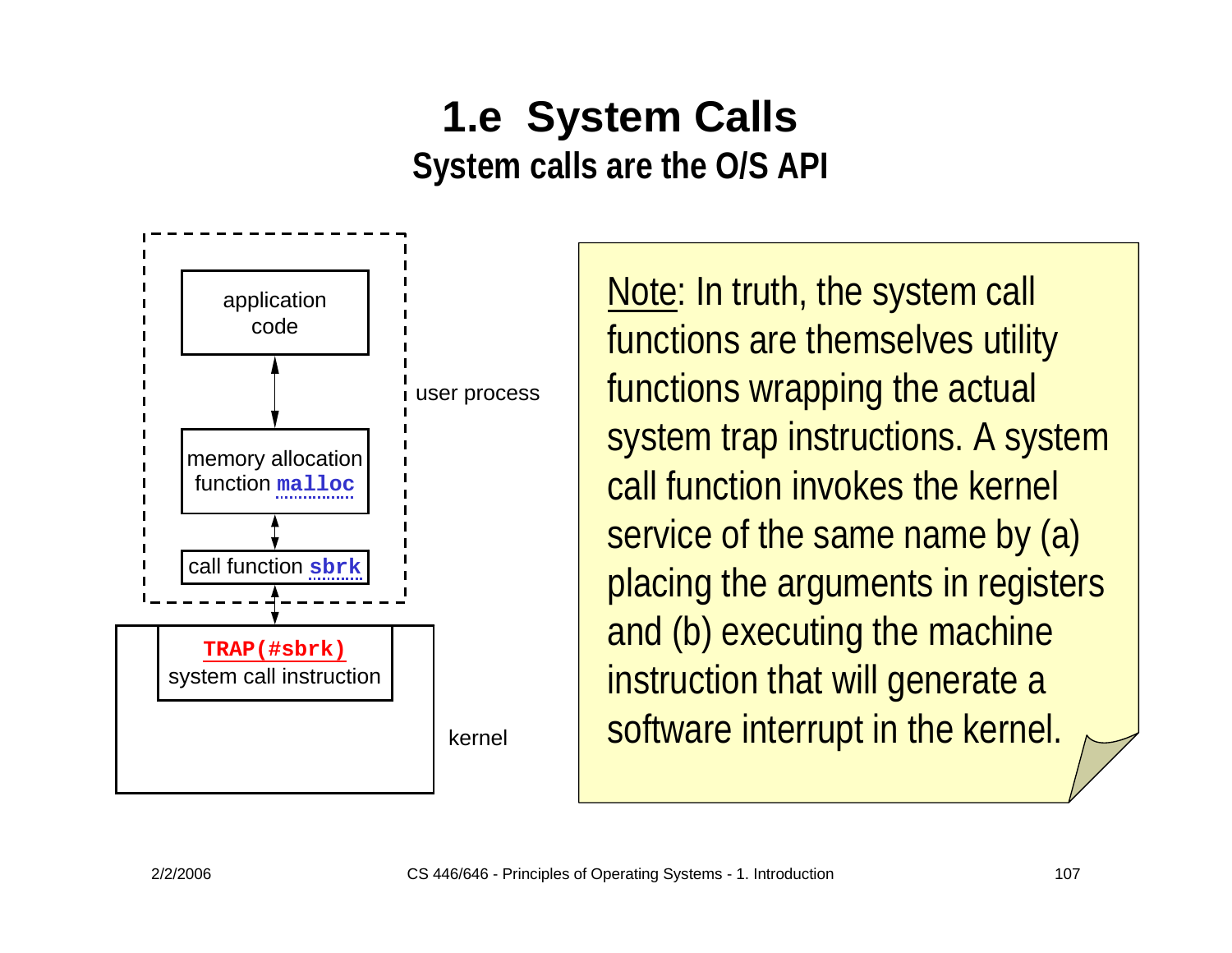# 1.e System Calls

## System calls are the O/S API

application code

memory allocation function `malloc`

call function `sbrk`

user process

`TRAP(#sbrk)` system call instruction

kernel

Note: In truth, the system call functions are themselves utility functions wrapping the actual system trap instructions. A system call function invokes the kernel service of the same name by (a) placing the arguments in registers and (b) executing the machine instruction that will generate a software interrupt in the kernel.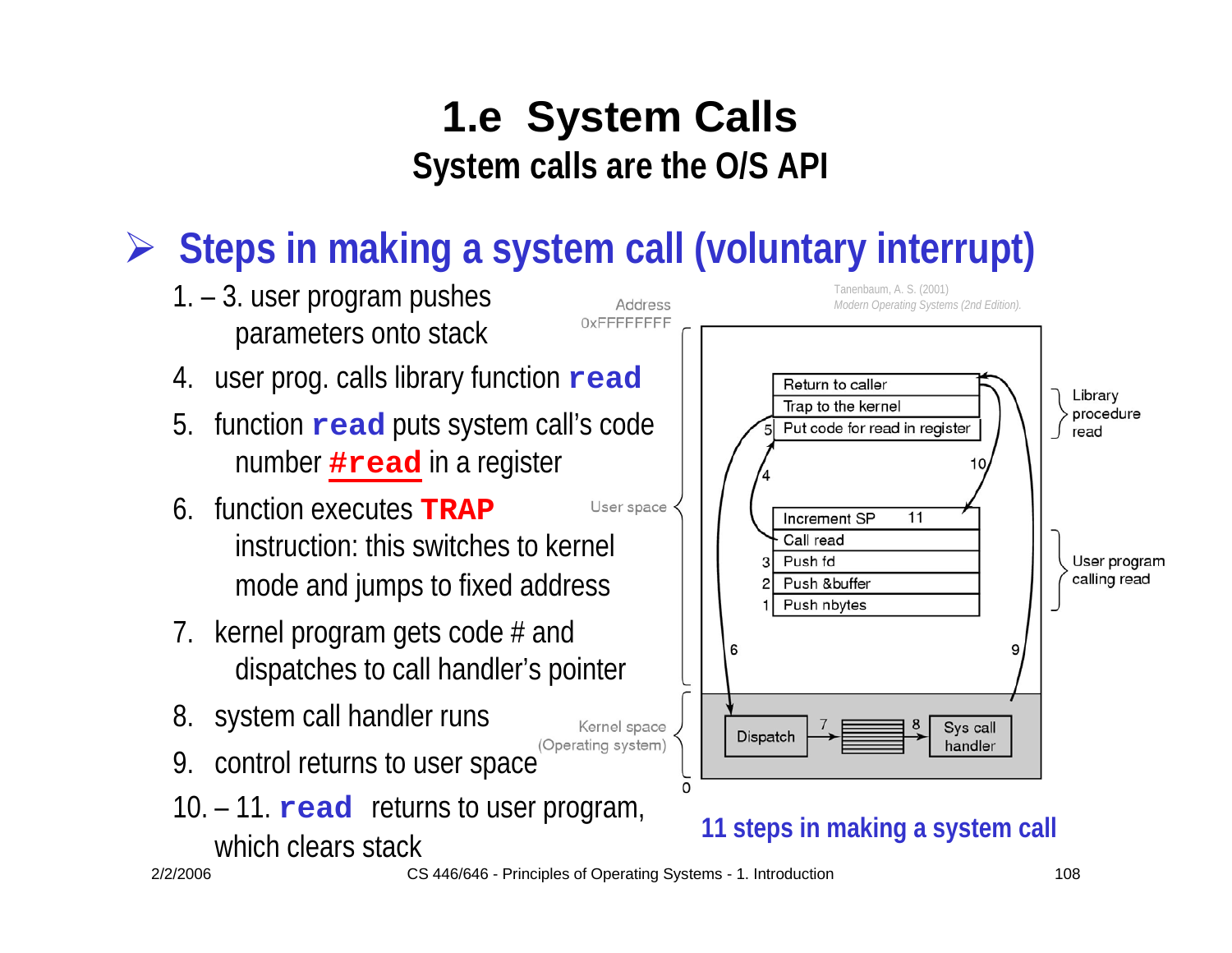# 1.e System Calls

## System calls are the O/S API

- **Steps in making a system call (voluntary interrupt)**

  1. – 3. user program pushes parameters onto stack
  4. user prog. calls library function **`read`**
  5. function **`read`** puts system call's code number **`#read`** in a register
  6. function executes **TRAP** instruction: this switches to kernel mode and jumps to fixed address
  7. kernel program gets code # and dispatches to call handler's pointer
  8. system call handler runs
  9. control returns to user space
  10. – 11. **`read`** returns to user program, which clears stack

Tanenbaum, A. S. (2001) *Modern Operating Systems (2nd Edition).*

Address 0xFFFFFFFF

User space

Kernel space (Operating system)

0

Library procedure read:
- Return to caller
- Trap to the kernel
- 5 Put code for read in register

User program calling read:
- Increment SP (11)
- Call read
- 3 Push fd
- 2 Push &buffer
- 1 Push nbytes

Dispatch —7→ [table] —8→ Sys call handler

Arrows: 4, 6, 9, 10

**11 steps in making a system call**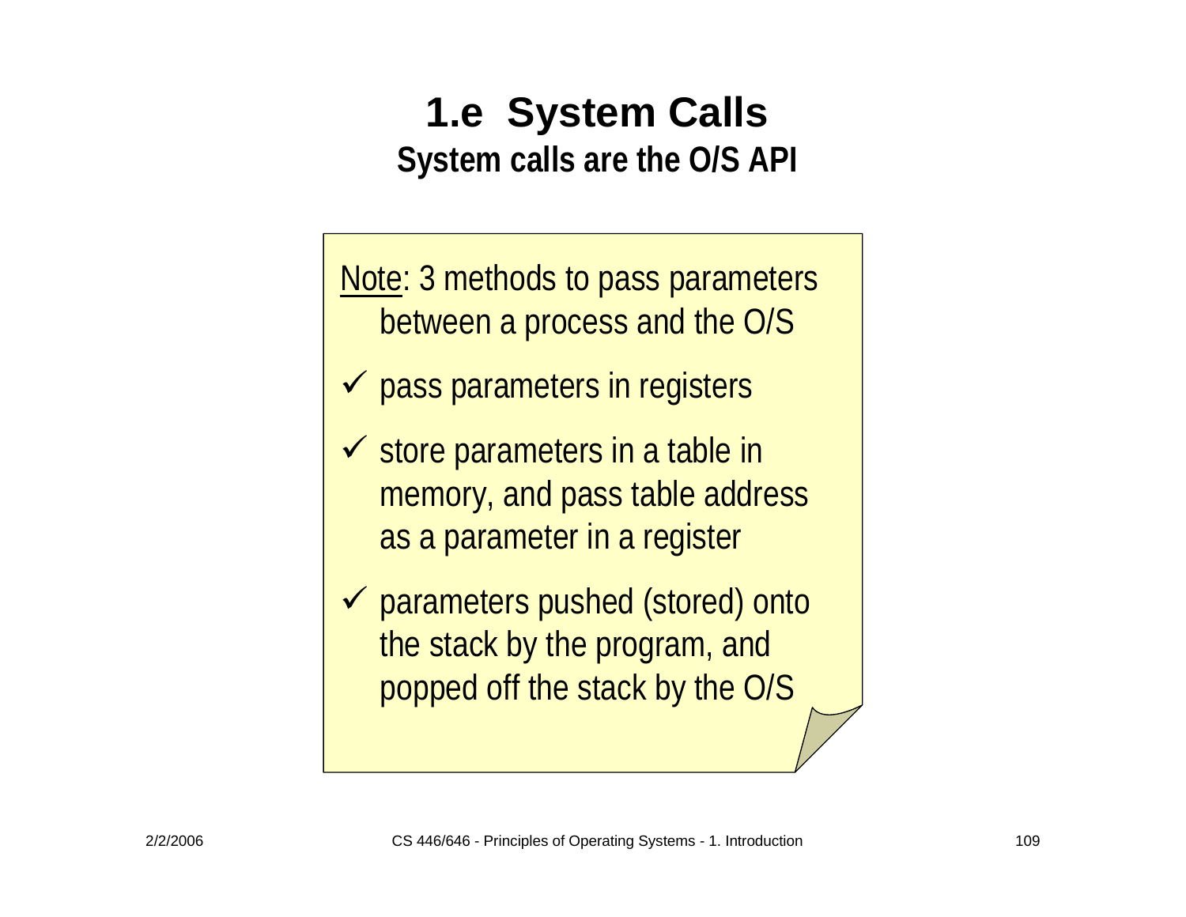# 1.e System Calls

## System calls are the O/S API

Note: 3 methods to pass parameters between a process and the O/S

- ✓ pass parameters in registers
- ✓ store parameters in a table in memory, and pass table address as a parameter in a register
- ✓ parameters pushed (stored) onto the stack by the program, and popped off the stack by the O/S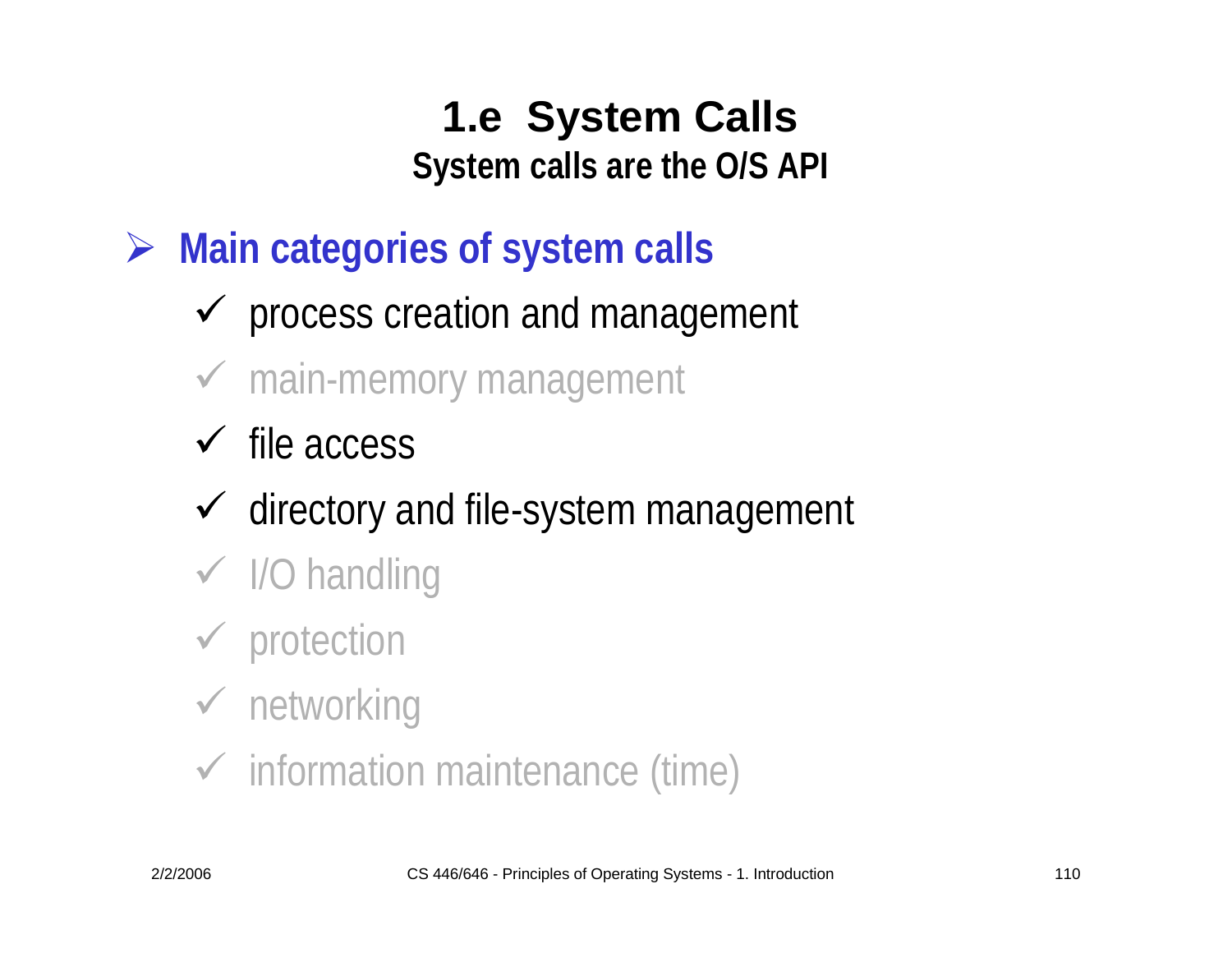# 1.e System Calls

## System calls are the O/S API

- **Main categories of system calls**
  - ✓ process creation and management
  - ✓ main-memory management
  - ✓ file access
  - ✓ directory and file-system management
  - ✓ I/O handling
  - ✓ protection
  - ✓ networking
  - ✓ information maintenance (time)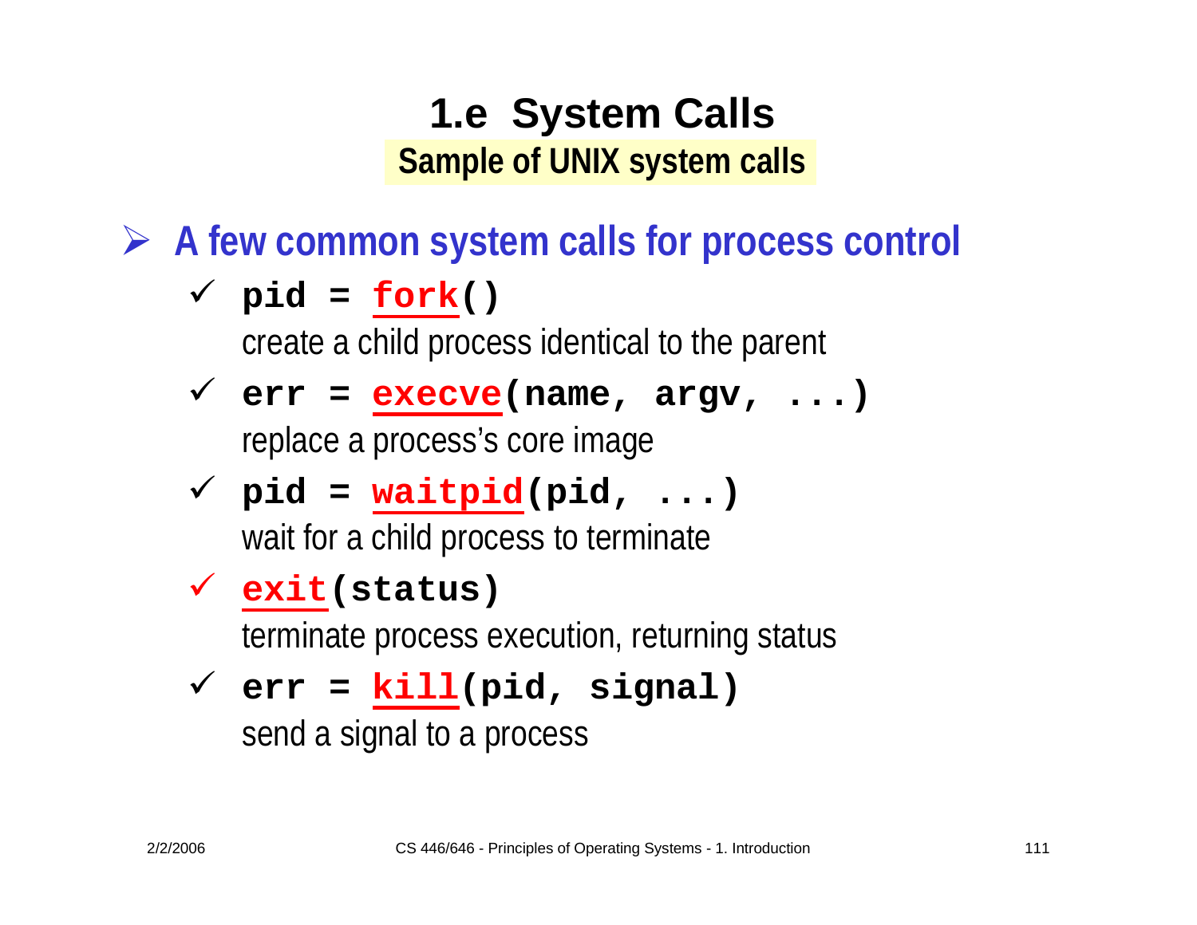# 1.e System Calls

## Sample of UNIX system calls

- **A few common system calls for process control**
  - `pid = fork()`
    create a child process identical to the parent
  - `err = execve(name, argv, ...)`
    replace a process's core image
  - `pid = waitpid(pid, ...)`
    wait for a child process to terminate
  - `exit(status)`
    terminate process execution, returning status
  - `err = kill(pid, signal)`
    send a signal to a process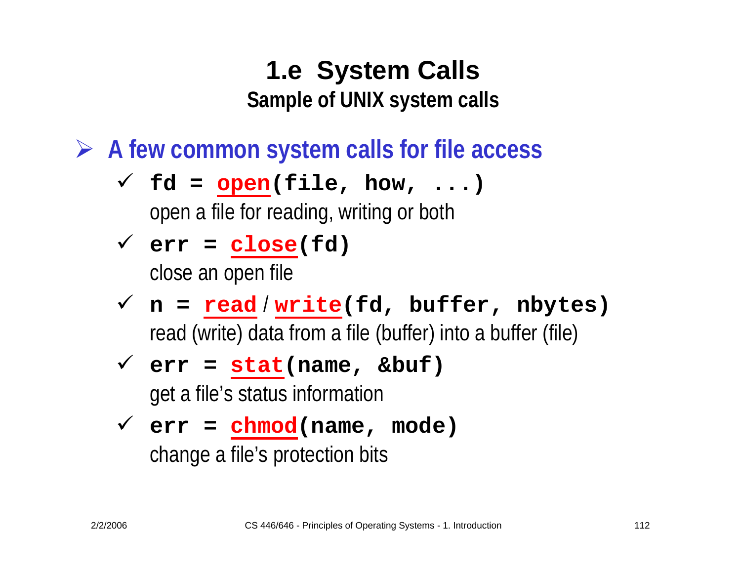# 1.e System Calls

## Sample of UNIX system calls

- **A few common system calls for file access**
  - `fd = open(file, how, ...)`
    open a file for reading, writing or both
  - `err = close(fd)`
    close an open file
  - `n = read / write(fd, buffer, nbytes)`
    read (write) data from a file (buffer) into a buffer (file)
  - `err = stat(name, &buf)`
    get a file's status information
  - `err = chmod(name, mode)`
    change a file's protection bits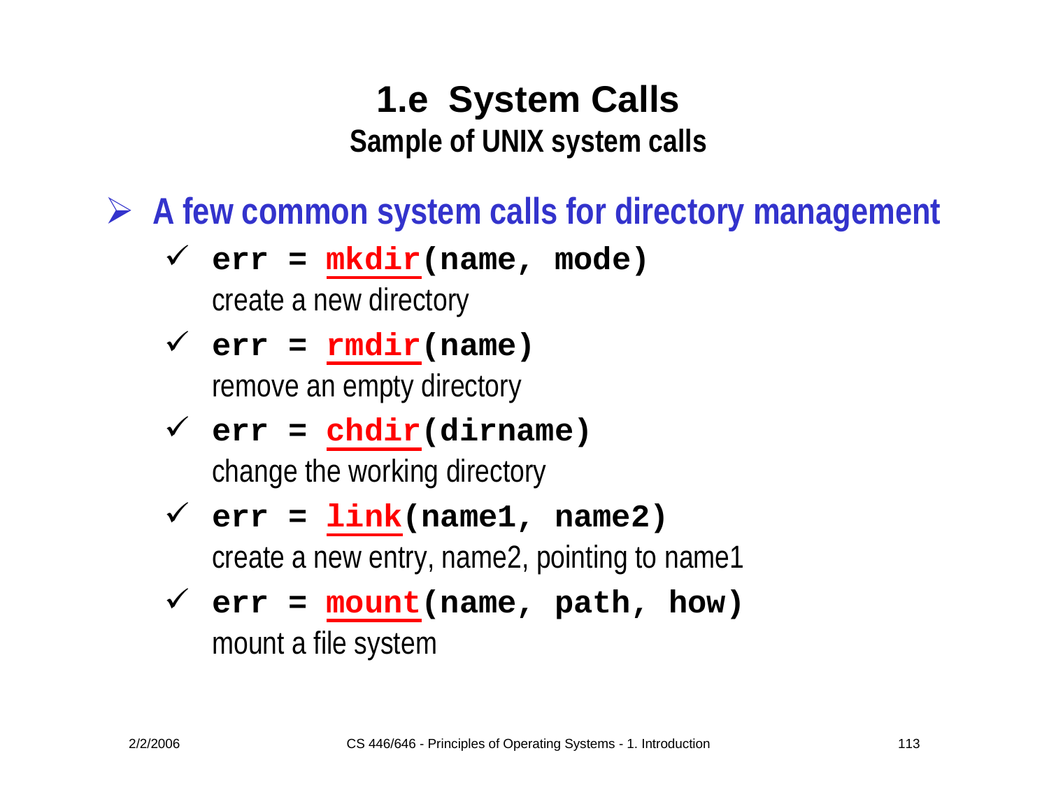# 1.e System Calls

## Sample of UNIX system calls

- **A few common system calls for directory management**
  - `err = mkdir(name, mode)`
    create a new directory
  - `err = rmdir(name)`
    remove an empty directory
  - `err = chdir(dirname)`
    change the working directory
  - `err = link(name1, name2)`
    create a new entry, name2, pointing to name1
  - `err = mount(name, path, how)`
    mount a file system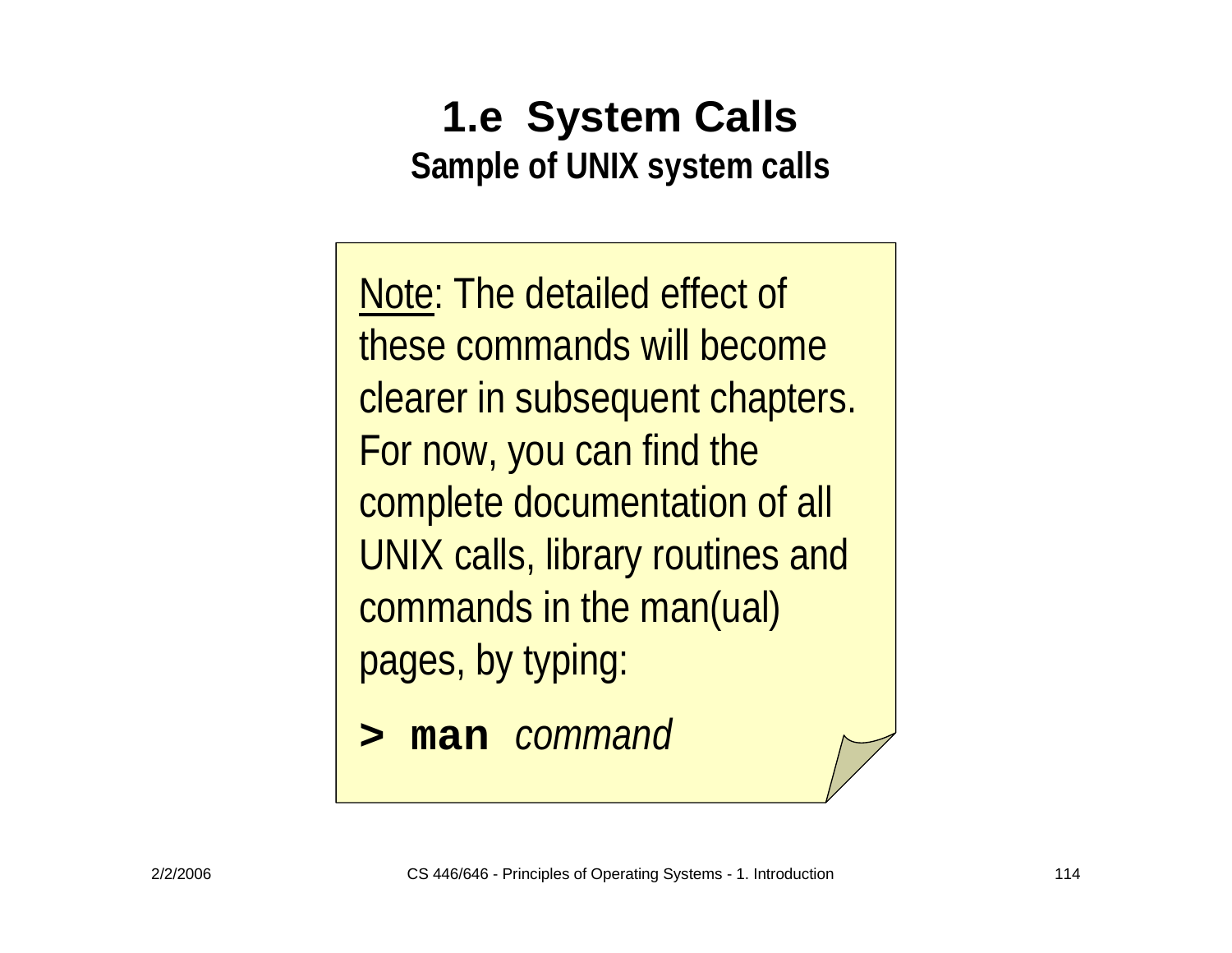# 1.e System Calls

## Sample of UNIX system calls

Note: The detailed effect of these commands will become clearer in subsequent chapters. For now, you can find the complete documentation of all UNIX calls, library routines and commands in the man(ual) pages, by typing:

**> man** *command*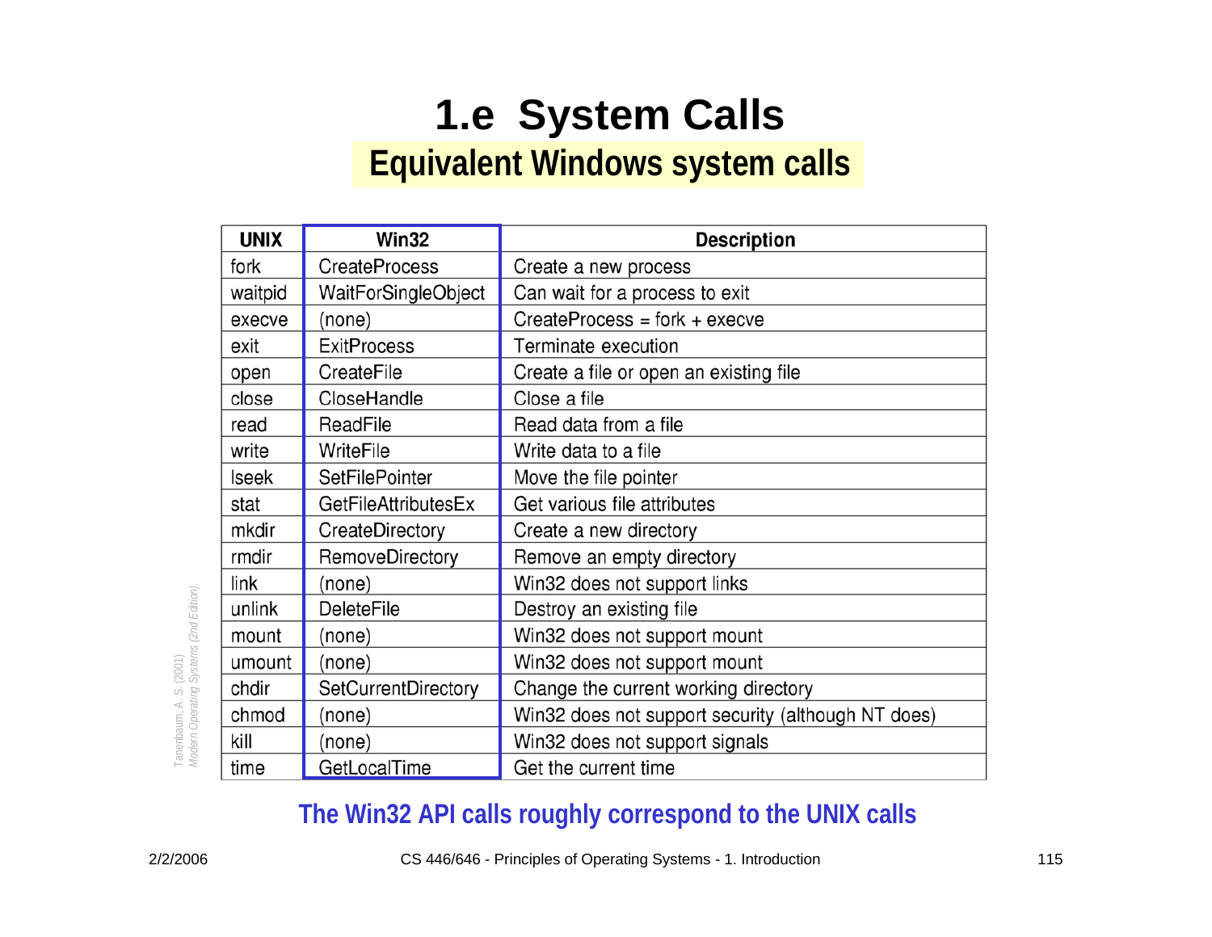# 1.e System Calls

## Equivalent Windows system calls

| UNIX | Win32 | Description |
|---|---|---|
| fork | CreateProcess | Create a new process |
| waitpid | WaitForSingleObject | Can wait for a process to exit |
| execve | (none) | CreateProcess = fork + execve |
| exit | ExitProcess | Terminate execution |
| open | CreateFile | Create a file or open an existing file |
| close | CloseHandle | Close a file |
| read | ReadFile | Read data from a file |
| write | WriteFile | Write data to a file |
| lseek | SetFilePointer | Move the file pointer |
| stat | GetFileAttributesEx | Get various file attributes |
| mkdir | CreateDirectory | Create a new directory |
| rmdir | RemoveDirectory | Remove an empty directory |
| link | (none) | Win32 does not support links |
| unlink | DeleteFile | Destroy an existing file |
| mount | (none) | Win32 does not support mount |
| umount | (none) | Win32 does not support mount |
| chdir | SetCurrentDirectory | Change the current working directory |
| chmod | (none) | Win32 does not support security (although NT does) |
| kill | (none) | Win32 does not support signals |
| time | GetLocalTime | Get the current time |

Tanenbaum, A. S. (2001) *Modern Operating Systems (2nd Edition).*

**The Win32 API calls roughly correspond to the UNIX calls**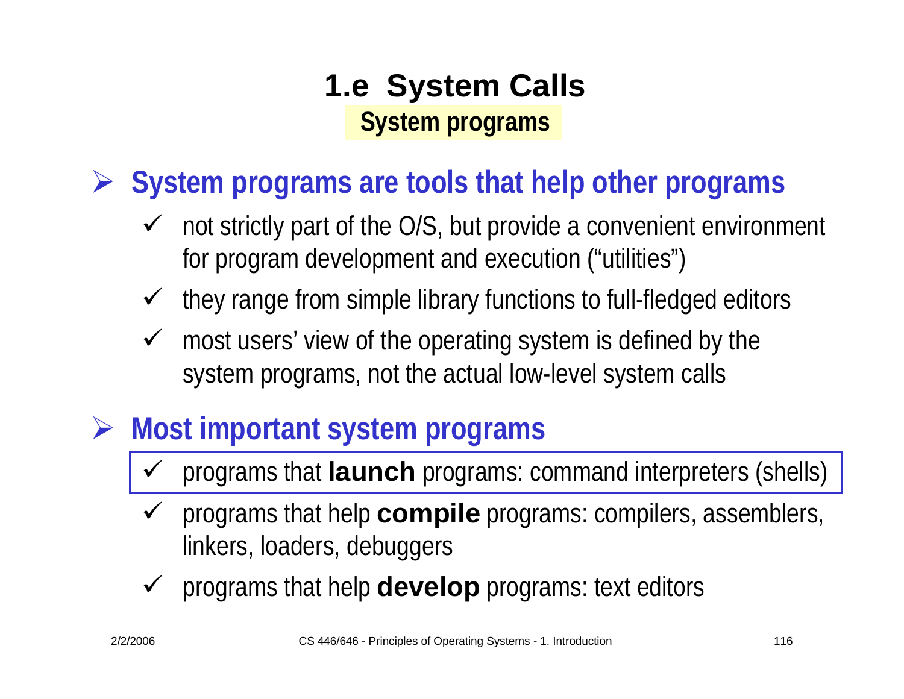# 1.e System Calls

## System programs

- **System programs are tools that help other programs**
  - not strictly part of the O/S, but provide a convenient environment for program development and execution ("utilities")
  - they range from simple library functions to full-fledged editors
  - most users' view of the operating system is defined by the system programs, not the actual low-level system calls

- **Most important system programs**
  - programs that **launch** programs: command interpreters (shells)
  - programs that help **compile** programs: compilers, assemblers, linkers, loaders, debuggers
  - programs that help **develop** programs: text editors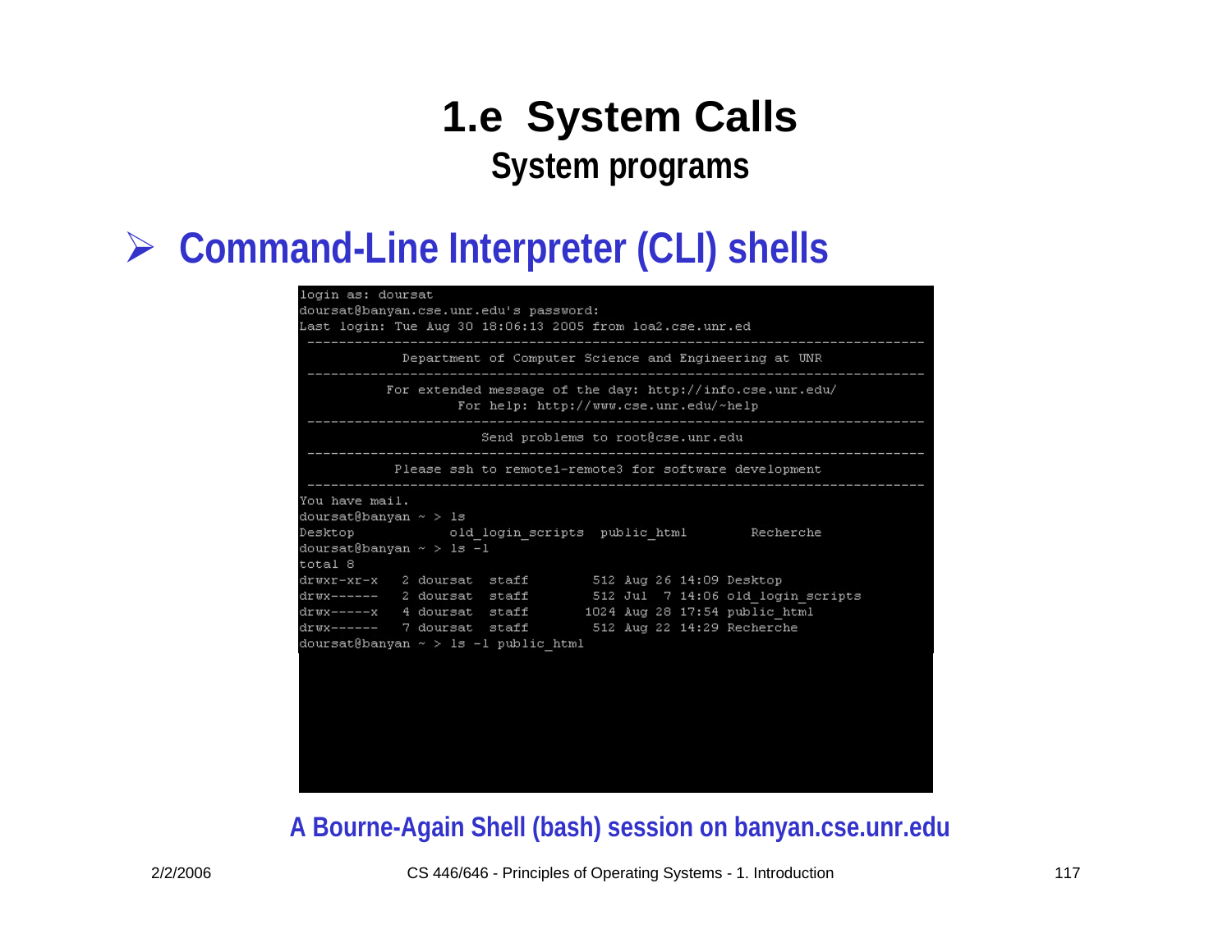# 1.e System Calls

## System programs

- **Command-Line Interpreter (CLI) shells**

```
login as: doursat
doursat@banyan.cse.unr.edu's password:
Last login: Tue Aug 30 18:06:13 2005 from loa2.cse.unr.ed
 -----------------------------------------------------------------------------
            Department of Computer Science and Engineering at UNR
 -----------------------------------------------------------------------------
          For extended message of the day: http://info.cse.unr.edu/
                   For help: http://www.cse.unr.edu/~help
 -----------------------------------------------------------------------------
                      Send problems to root@cse.unr.edu
 -----------------------------------------------------------------------------
             Please ssh to remote1-remote3 for software development
 -----------------------------------------------------------------------------
You have mail.
doursat@banyan ~ > ls
Desktop            old_login_scripts  public_html        Recherche
doursat@banyan ~ > ls -l
total 8
drwxr-xr-x   2 doursat  staff        512 Aug 26 14:09 Desktop
drwx------   2 doursat  staff        512 Jul  7 14:06 old_login_scripts
drwx-----x   4 doursat  staff       1024 Aug 28 17:54 public_html
drwx------   7 doursat  staff        512 Aug 22 14:29 Recherche
doursat@banyan ~ > ls -l public_html
```

**A Bourne-Again Shell (bash) session on banyan.cse.unr.edu**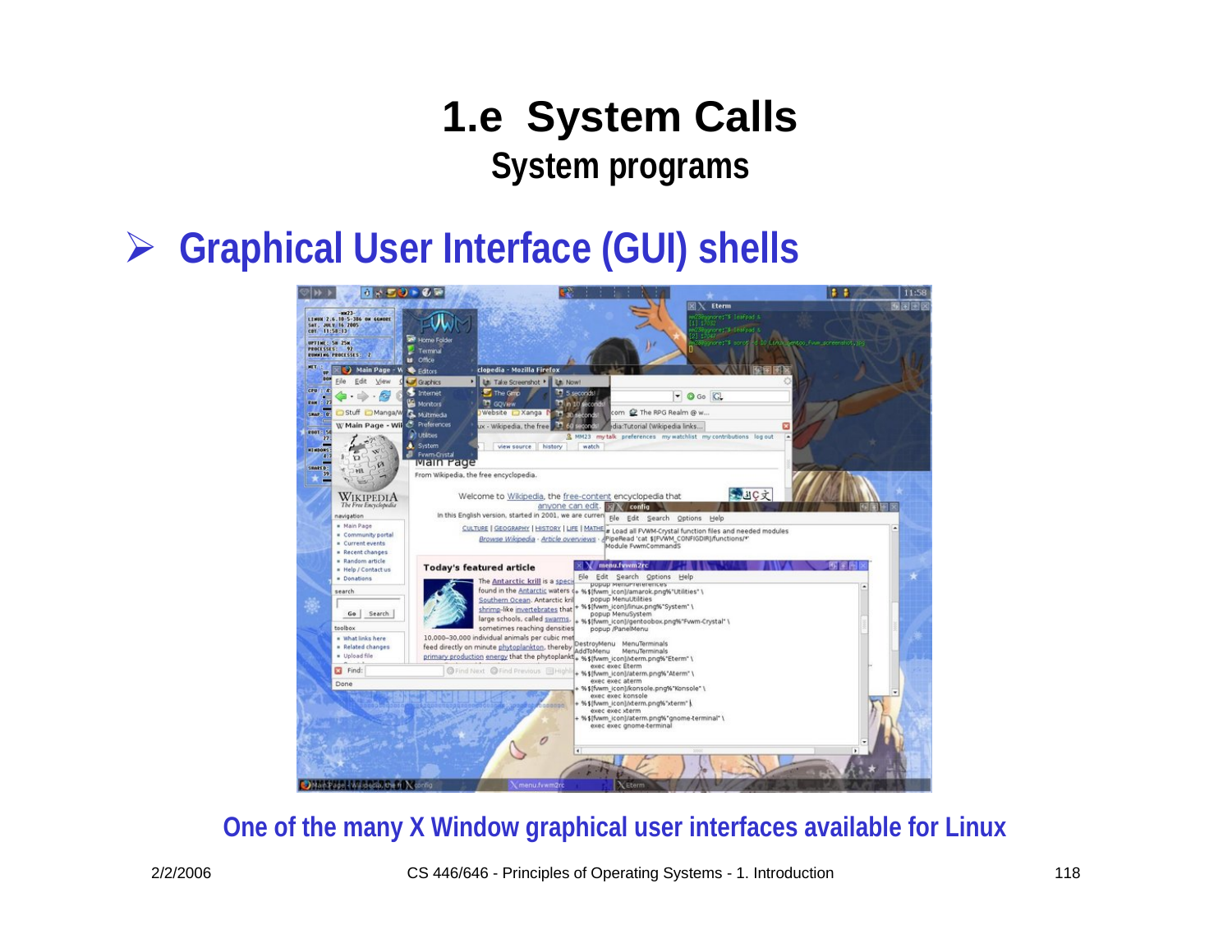# 1.e System Calls

## System programs

- **Graphical User Interface (GUI) shells**

One of the many X Window graphical user interfaces available for Linux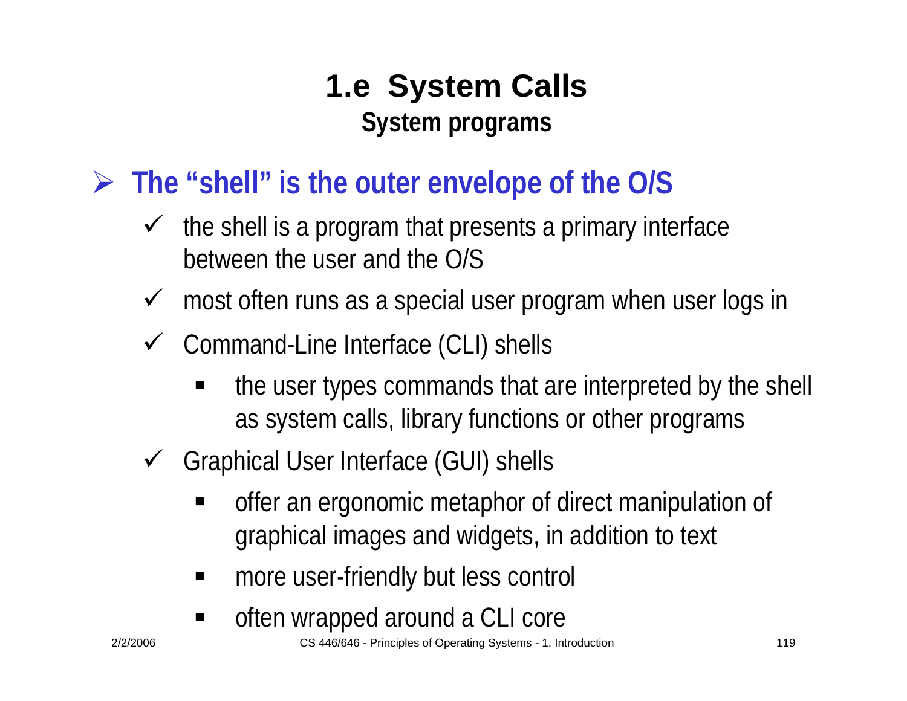# 1.e System Calls

## System programs

- **The "shell" is the outer envelope of the O/S**
  - the shell is a program that presents a primary interface between the user and the O/S
  - most often runs as a special user program when user logs in
  - Command-Line Interface (CLI) shells
    - the user types commands that are interpreted by the shell as system calls, library functions or other programs
  - Graphical User Interface (GUI) shells
    - offer an ergonomic metaphor of direct manipulation of graphical images and widgets, in addition to text
    - more user-friendly but less control
    - often wrapped around a CLI core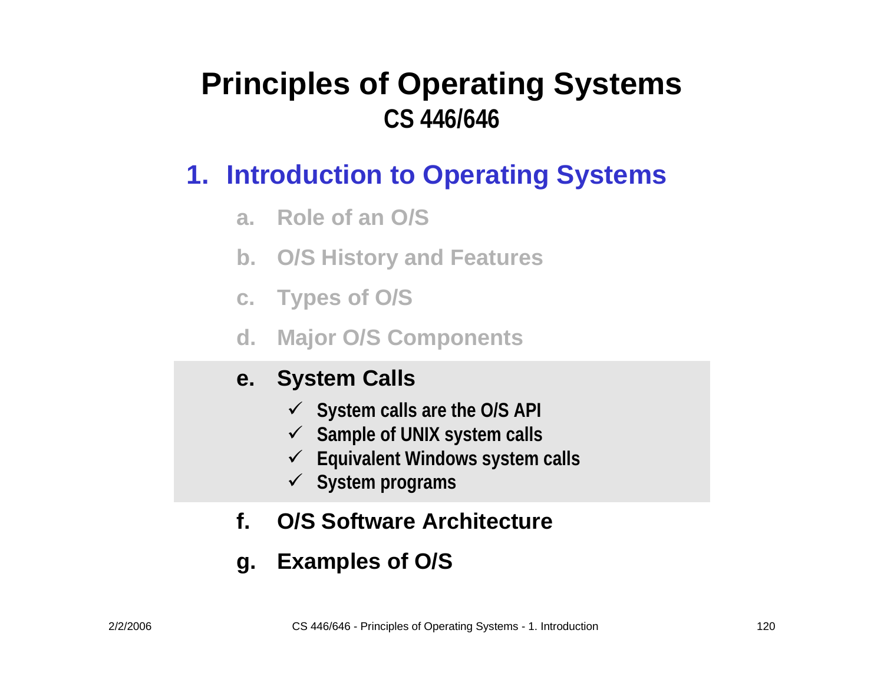# Principles of Operating Systems
## CS 446/646

## 1. Introduction to Operating Systems

a. Role of an O/S

b. O/S History and Features

c. Types of O/S

d. Major O/S Components

e. **System Calls**
   - ✓ System calls are the O/S API
   - ✓ Sample of UNIX system calls
   - ✓ Equivalent Windows system calls
   - ✓ System programs

f. **O/S Software Architecture**

g. **Examples of O/S**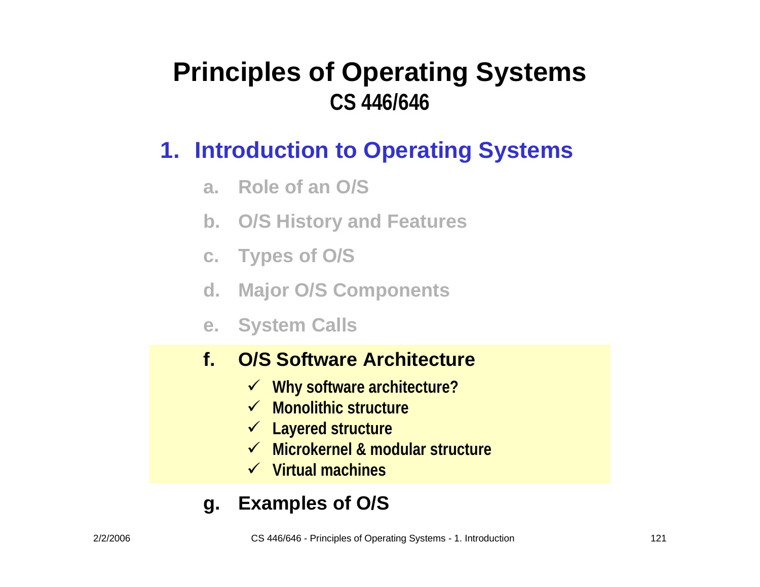# Principles of Operating Systems

**CS 446/646**

## 1. Introduction to Operating Systems

a. Role of an O/S

b. O/S History and Features

c. Types of O/S

d. Major O/S Components

e. System Calls

f. **O/S Software Architecture**
   - ✓ **Why software architecture?**
   - ✓ **Monolithic structure**
   - ✓ **Layered structure**
   - ✓ **Microkernel & modular structure**
   - ✓ **Virtual machines**

g. **Examples of O/S**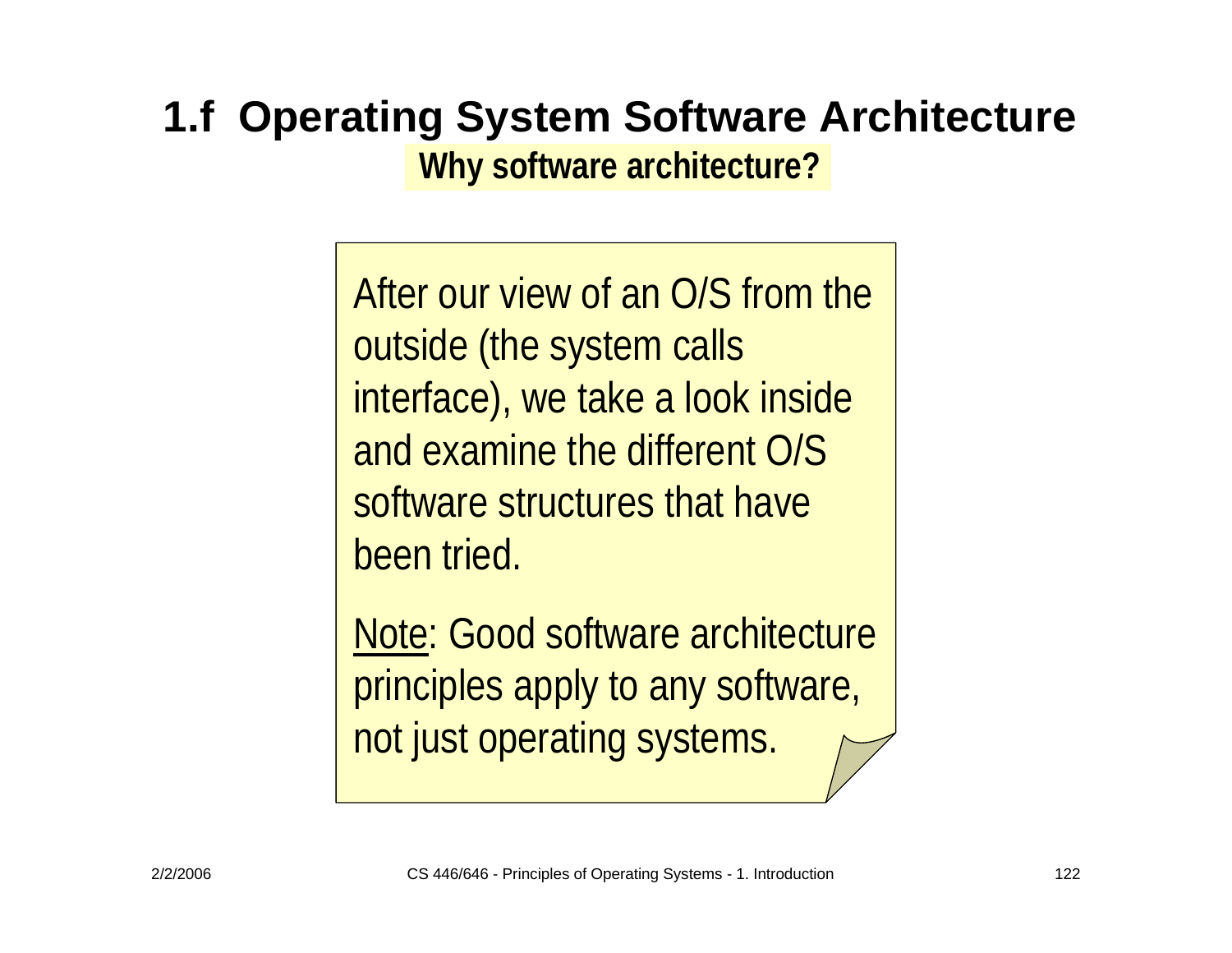# 1.f Operating System Software Architecture

## Why software architecture?

After our view of an O/S from the outside (the system calls interface), we take a look inside and examine the different O/S software structures that have been tried.

Note: Good software architecture principles apply to any software, not just operating systems.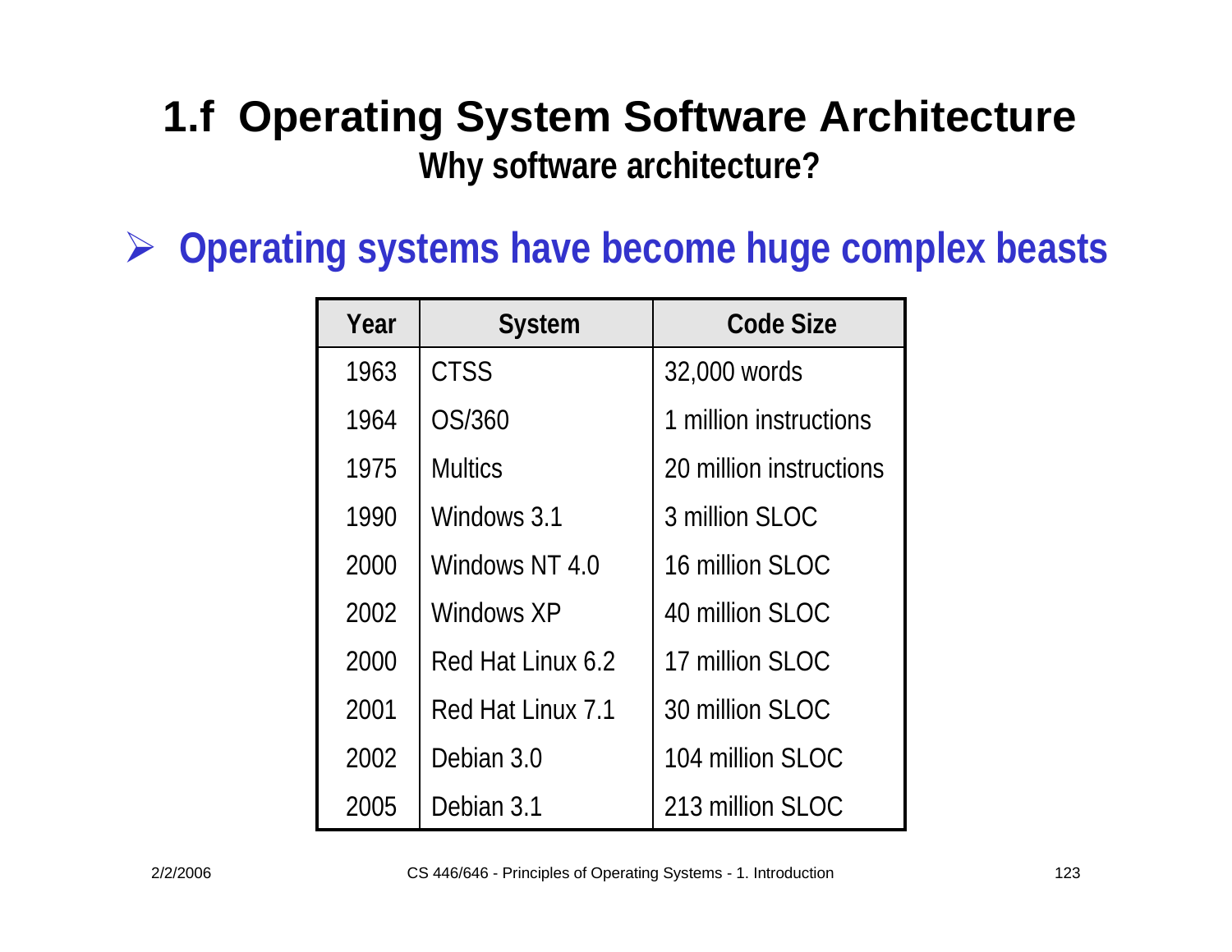# 1.f Operating System Software Architecture

## Why software architecture?

- **Operating systems have become huge complex beasts**

| Year | System | Code Size |
|---|---|---|
| 1963 | CTSS | 32,000 words |
| 1964 | OS/360 | 1 million instructions |
| 1975 | Multics | 20 million instructions |
| 1990 | Windows 3.1 | 3 million SLOC |
| 2000 | Windows NT 4.0 | 16 million SLOC |
| 2002 | Windows XP | 40 million SLOC |
| 2000 | Red Hat Linux 6.2 | 17 million SLOC |
| 2001 | Red Hat Linux 7.1 | 30 million SLOC |
| 2002 | Debian 3.0 | 104 million SLOC |
| 2005 | Debian 3.1 | 213 million SLOC |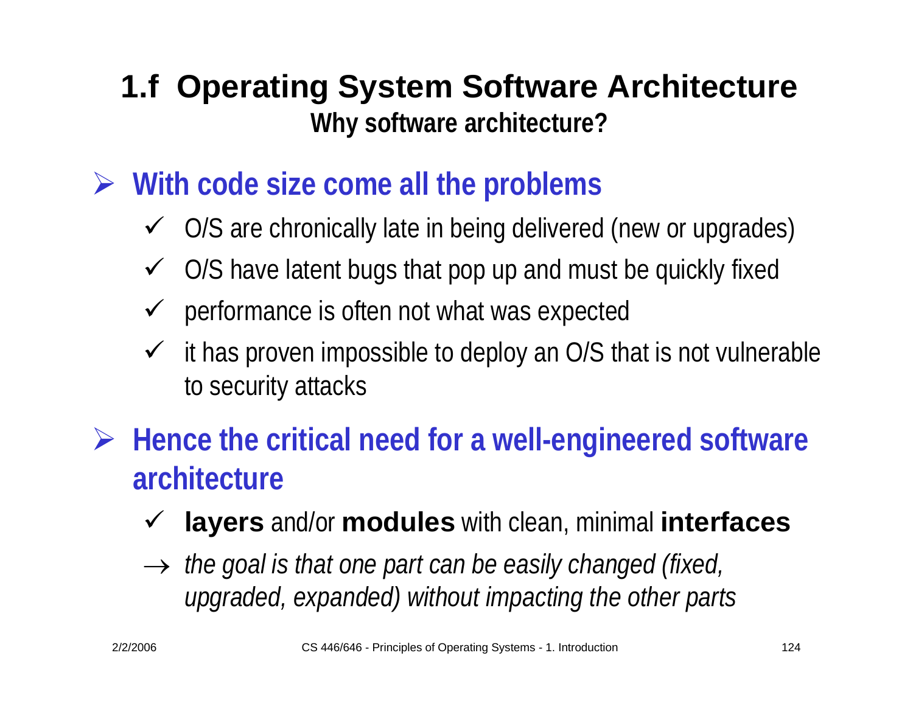# 1.f Operating System Software Architecture

## Why software architecture?

- **With code size come all the problems**
  - ✓ O/S are chronically late in being delivered (new or upgrades)
  - ✓ O/S have latent bugs that pop up and must be quickly fixed
  - ✓ performance is often not what was expected
  - ✓ it has proven impossible to deploy an O/S that is not vulnerable to security attacks
- **Hence the critical need for a well-engineered software architecture**
  - ✓ **layers** and/or **modules** with clean, minimal **interfaces**
  - → *the goal is that one part can be easily changed (fixed, upgraded, expanded) without impacting the other parts*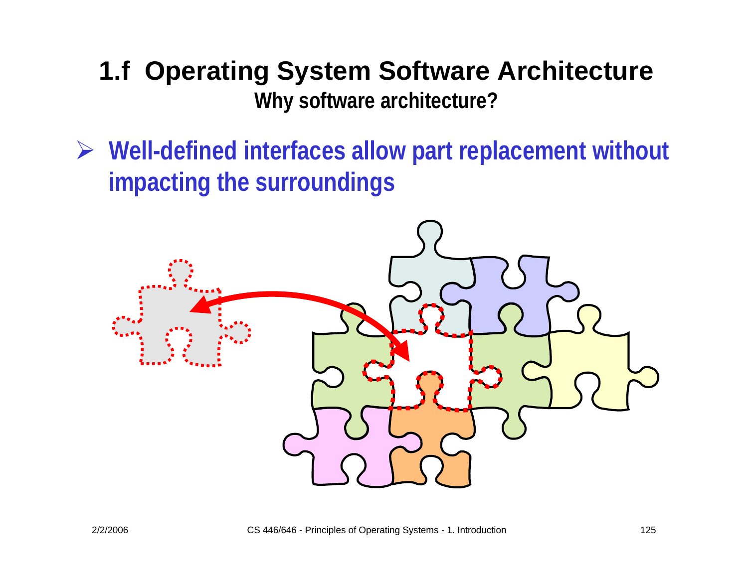# 1.f Operating System Software Architecture

## Why software architecture?

- **Well-defined interfaces allow part replacement without impacting the surroundings**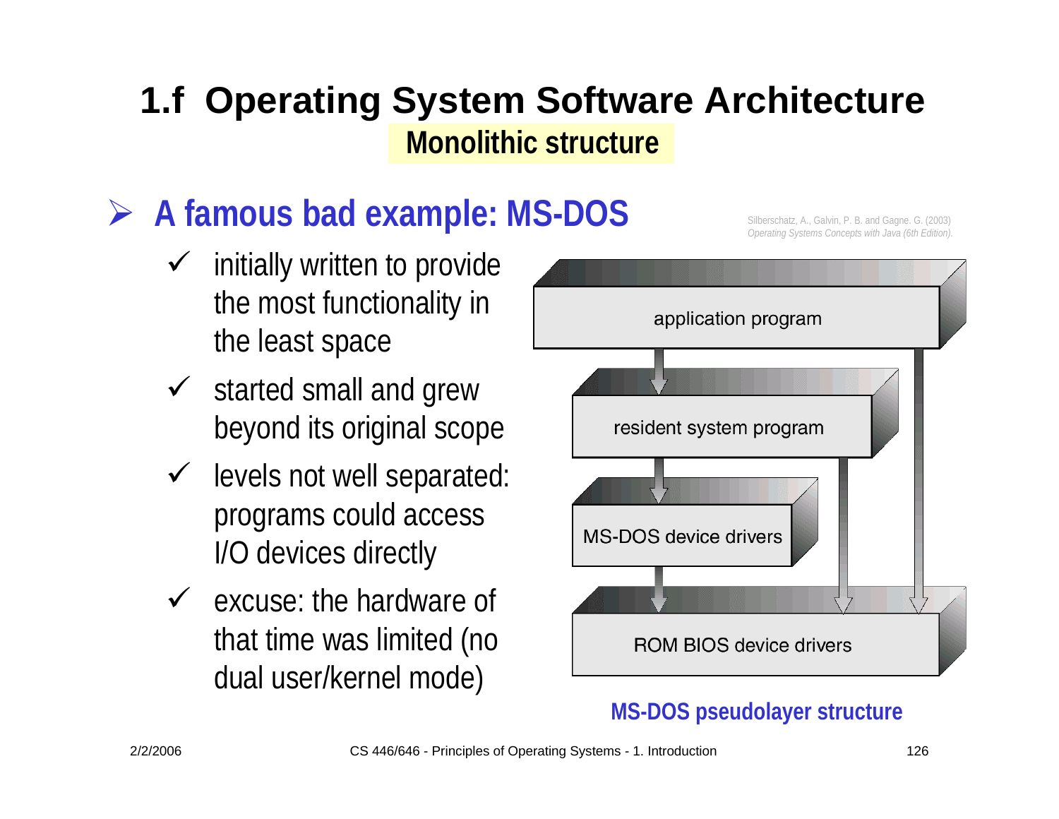# 1.f Operating System Software Architecture

## Monolithic structure

- **A famous bad example: MS-DOS**
  - initially written to provide the most functionality in the least space
  - started small and grew beyond its original scope
  - levels not well separated: programs could access I/O devices directly
  - excuse: the hardware of that time was limited (no dual user/kernel mode)

Silberschatz, A., Galvin, P. B. and Gagne. G. (2003) *Operating Systems Concepts with Java (6th Edition).*

application program

resident system program

MS-DOS device drivers

ROM BIOS device drivers

**MS-DOS pseudolayer structure**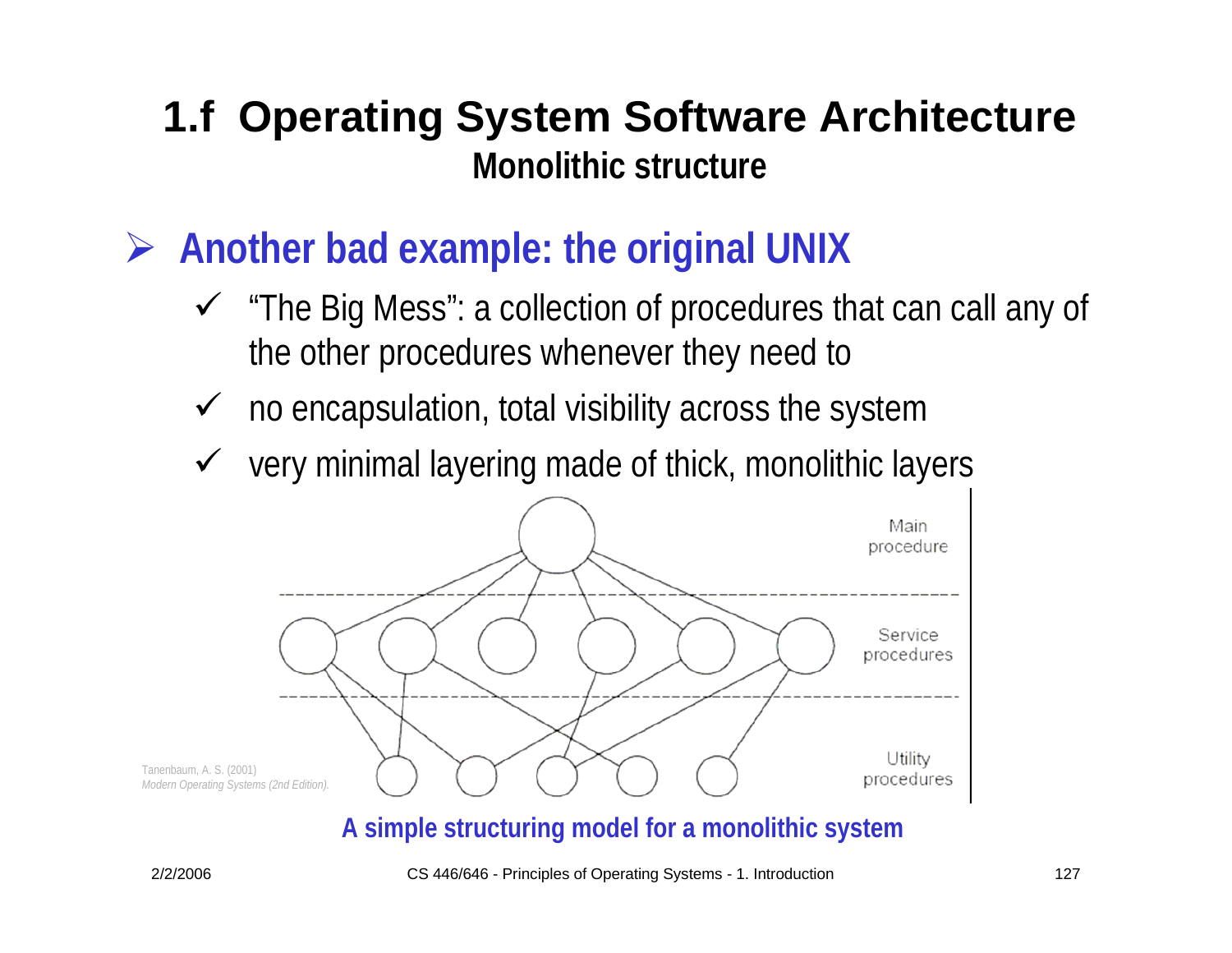# 1.f Operating System Software Architecture

## Monolithic structure

- **Another bad example: the original UNIX**
  - ✓ "The Big Mess": a collection of procedures that can call any of the other procedures whenever they need to
  - ✓ no encapsulation, total visibility across the system
  - ✓ very minimal layering made of thick, monolithic layers

Main procedure

Service procedures

Utility procedures

Tanenbaum, A. S. (2001) *Modern Operating Systems (2nd Edition).*

**A simple structuring model for a monolithic system**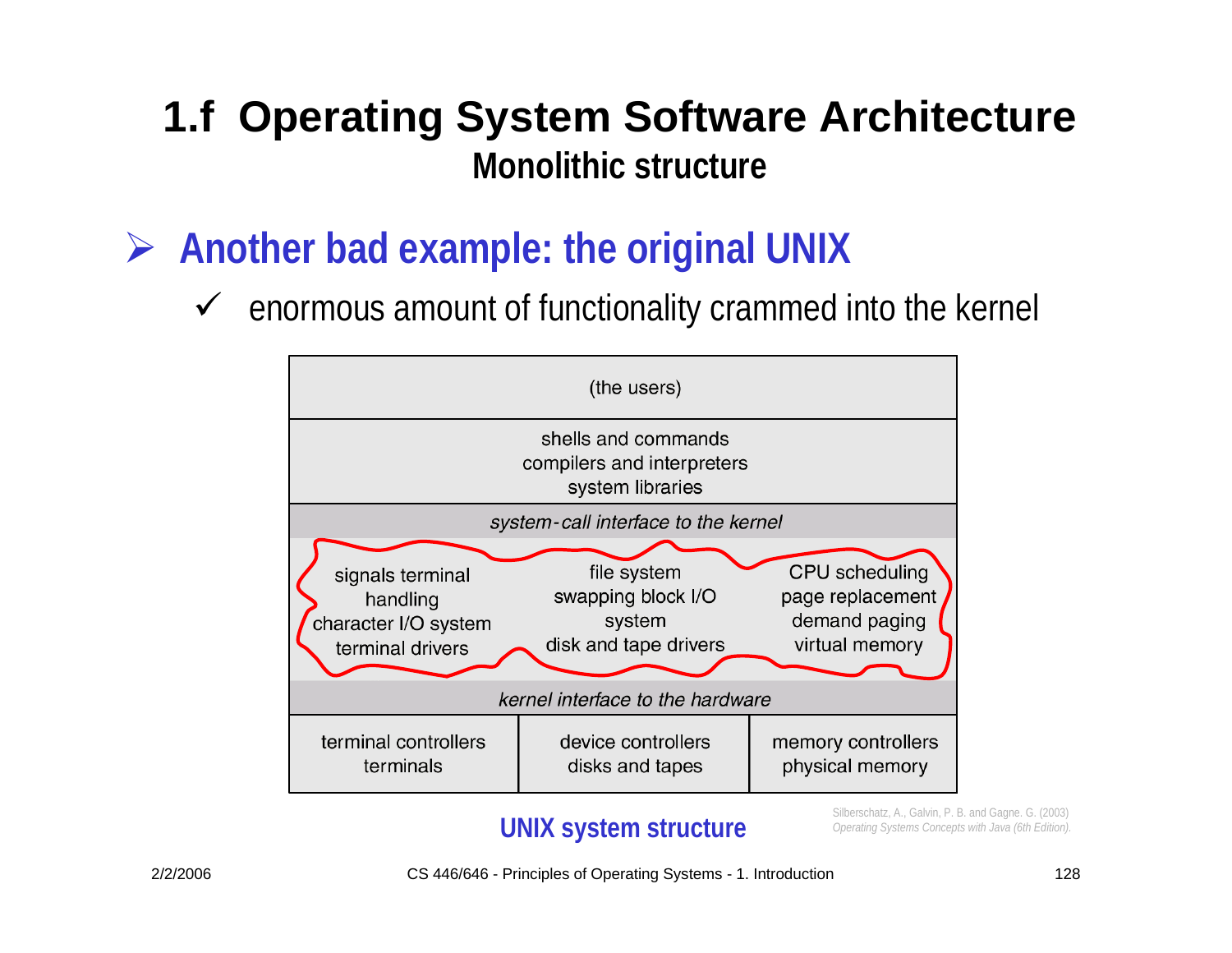# 1.f Operating System Software Architecture

## Monolithic structure

- **Another bad example: the original UNIX**
  - ✓ enormous amount of functionality crammed into the kernel

| (the users) | | |
|---|---|---|
| shells and commands<br>compilers and interpreters<br>system libraries | | |
| *system-call interface to the kernel* | | |
| signals terminal handling<br>character I/O system<br>terminal drivers | file system<br>swapping block I/O system<br>disk and tape drivers | CPU scheduling<br>page replacement<br>demand paging<br>virtual memory |
| *kernel interface to the hardware* | | |
| terminal controllers<br>terminals | device controllers<br>disks and tapes | memory controllers<br>physical memory |

**UNIX system structure**

Silberschatz, A., Galvin, P. B. and Gagne. G. (2003) *Operating Systems Concepts with Java (6th Edition).*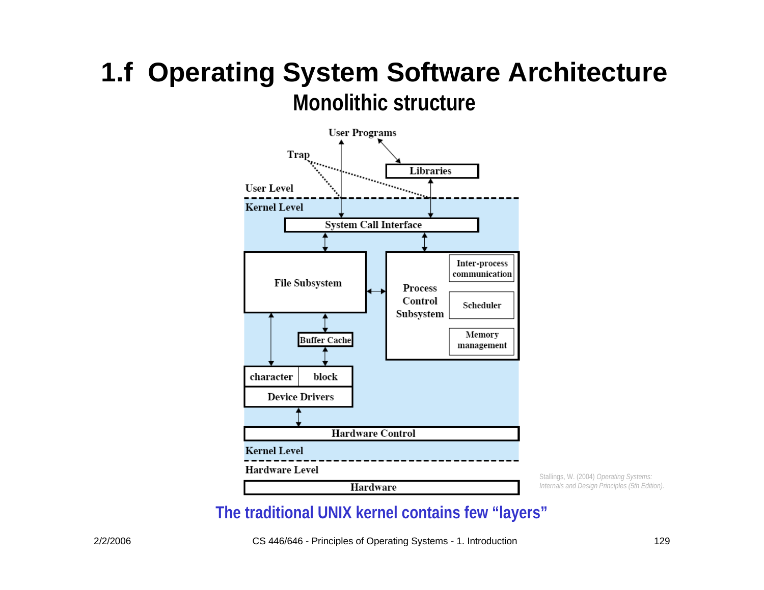# 1.f Operating System Software Architecture

## Monolithic structure

User Programs

Trap

Libraries

User Level

Kernel Level

System Call Interface

File Subsystem

Process Control Subsystem

Inter-process communication

Scheduler

Memory management

Buffer Cache

character | block

Device Drivers

Hardware Control

Kernel Level

Hardware Level

Hardware

Stallings, W. (2004) *Operating Systems: Internals and Design Principles (5th Edition).*

**The traditional UNIX kernel contains few "layers"**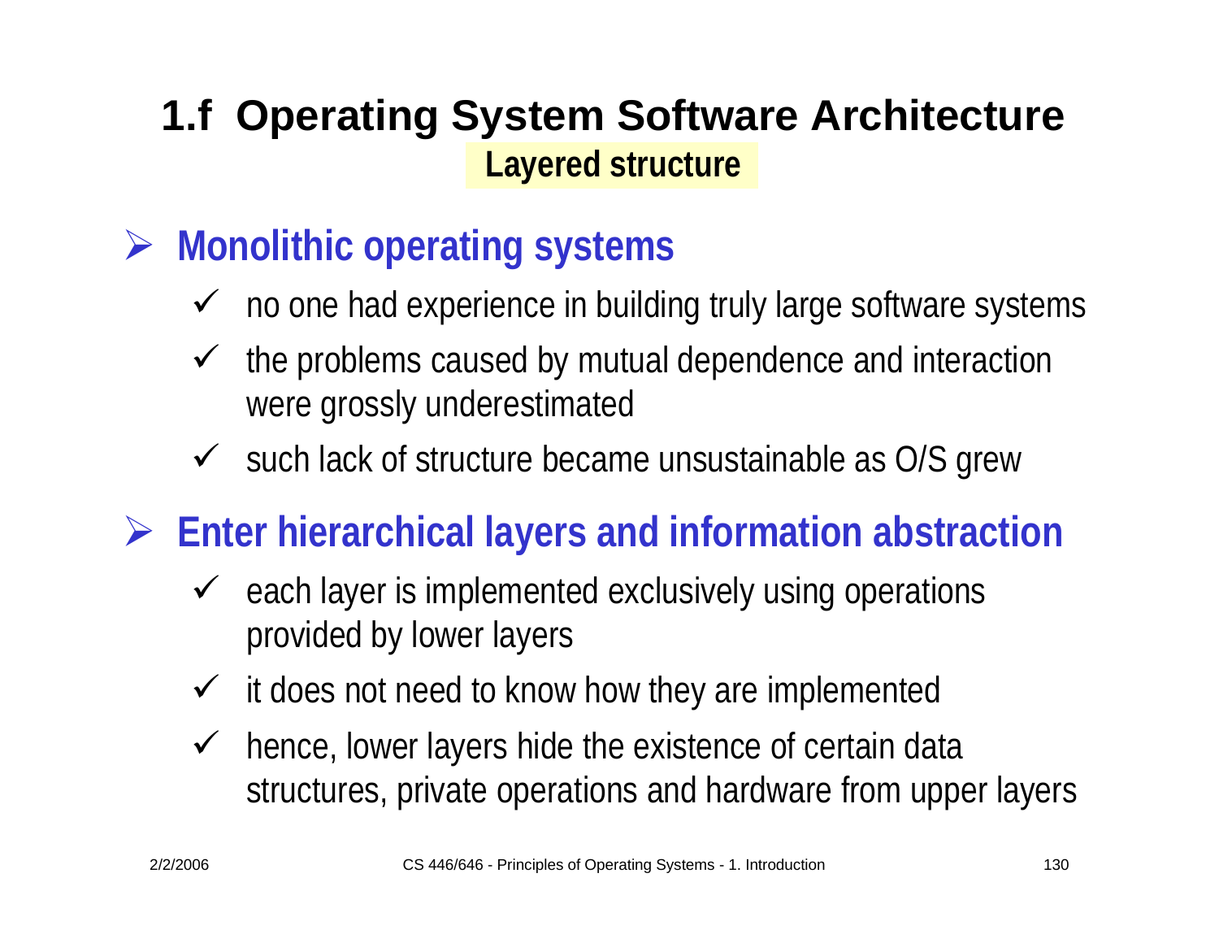# 1.f Operating System Software Architecture

## Layered structure

- **Monolithic operating systems**
  - no one had experience in building truly large software systems
  - the problems caused by mutual dependence and interaction were grossly underestimated
  - such lack of structure became unsustainable as O/S grew
- **Enter hierarchical layers and information abstraction**
  - each layer is implemented exclusively using operations provided by lower layers
  - it does not need to know how they are implemented
  - hence, lower layers hide the existence of certain data structures, private operations and hardware from upper layers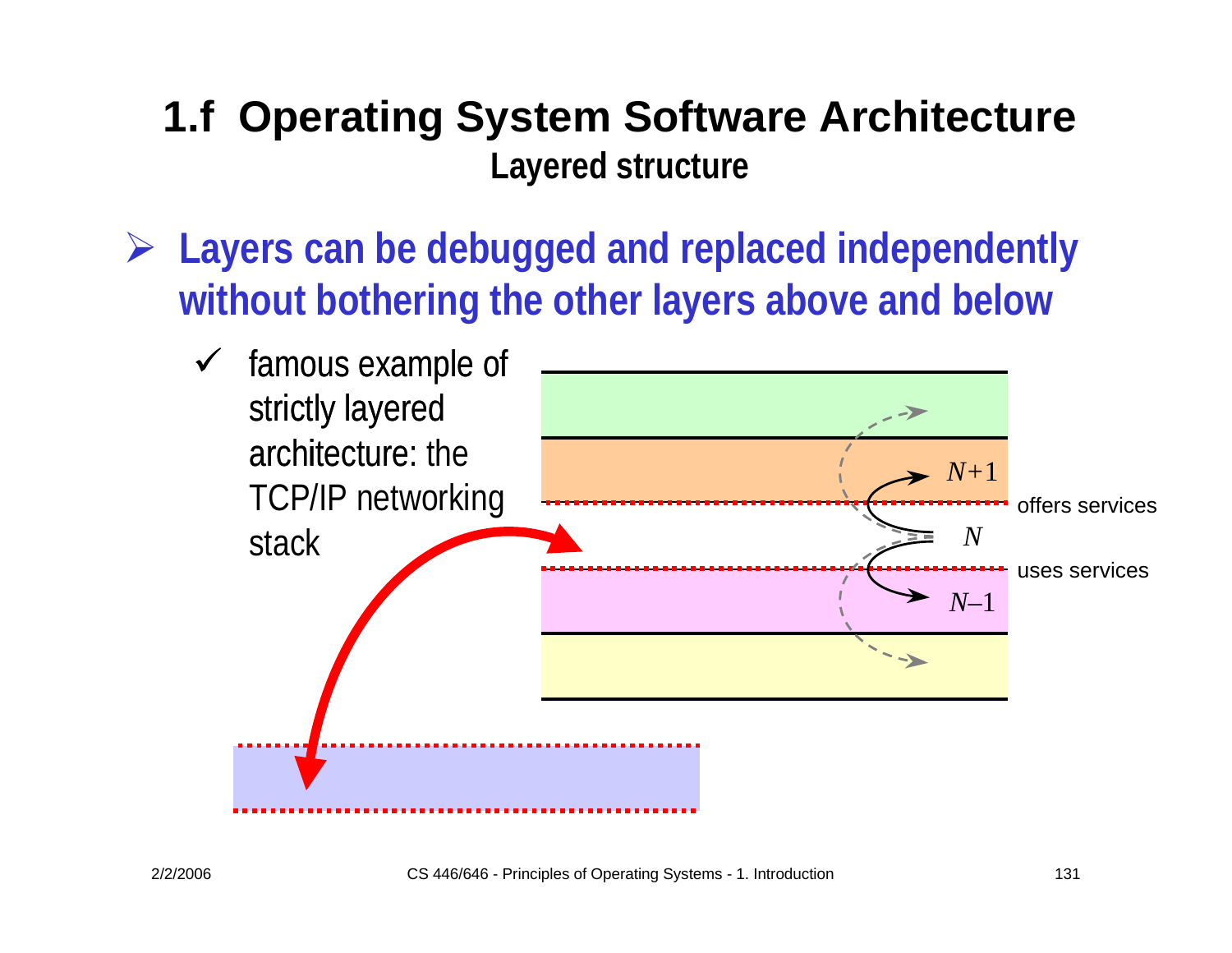# 1.f Operating System Software Architecture

## Layered structure

- **Layers can be debugged and replaced independently without bothering the other layers above and below**
  - ✓ famous example of strictly layered architecture: the TCP/IP networking stack

$N+1$

offers services

$N$

uses services

$N-1$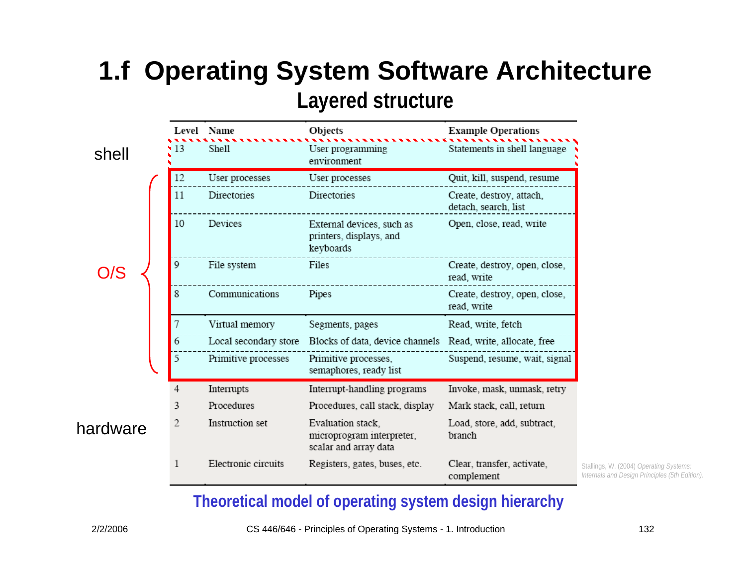# 1.f Operating System Software Architecture

## Layered structure

| | Level | Name | Objects | Example Operations |
|---|---|---|---|---|
| shell | 13 | Shell | User programming environment | Statements in shell language |
| O/S | 12 | User processes | User processes | Quit, kill, suspend, resume |
| | 11 | Directories | Directories | Create, destroy, attach, detach, search, list |
| | 10 | Devices | External devices, such as printers, displays, and keyboards | Open, close, read, write |
| | 9 | File system | Files | Create, destroy, open, close, read, write |
| | 8 | Communications | Pipes | Create, destroy, open, close, read, write |
| | 7 | Virtual memory | Segments, pages | Read, write, fetch |
| | 6 | Local secondary store | Blocks of data, device channels | Read, write, allocate, free |
| | 5 | Primitive processes | Primitive processes, semaphores, ready list | Suspend, resume, wait, signal |
| hardware | 4 | Interrupts | Interrupt-handling programs | Invoke, mask, unmask, retry |
| | 3 | Procedures | Procedures, call stack, display | Mark stack, call, return |
| | 2 | Instruction set | Evaluation stack, microprogram interpreter, scalar and array data | Load, store, add, subtract, branch |
| | 1 | Electronic circuits | Registers, gates, buses, etc. | Clear, transfer, activate, complement |

Stallings, W. (2004) *Operating Systems: Internals and Design Principles (5th Edition).*

**Theoretical model of operating system design hierarchy**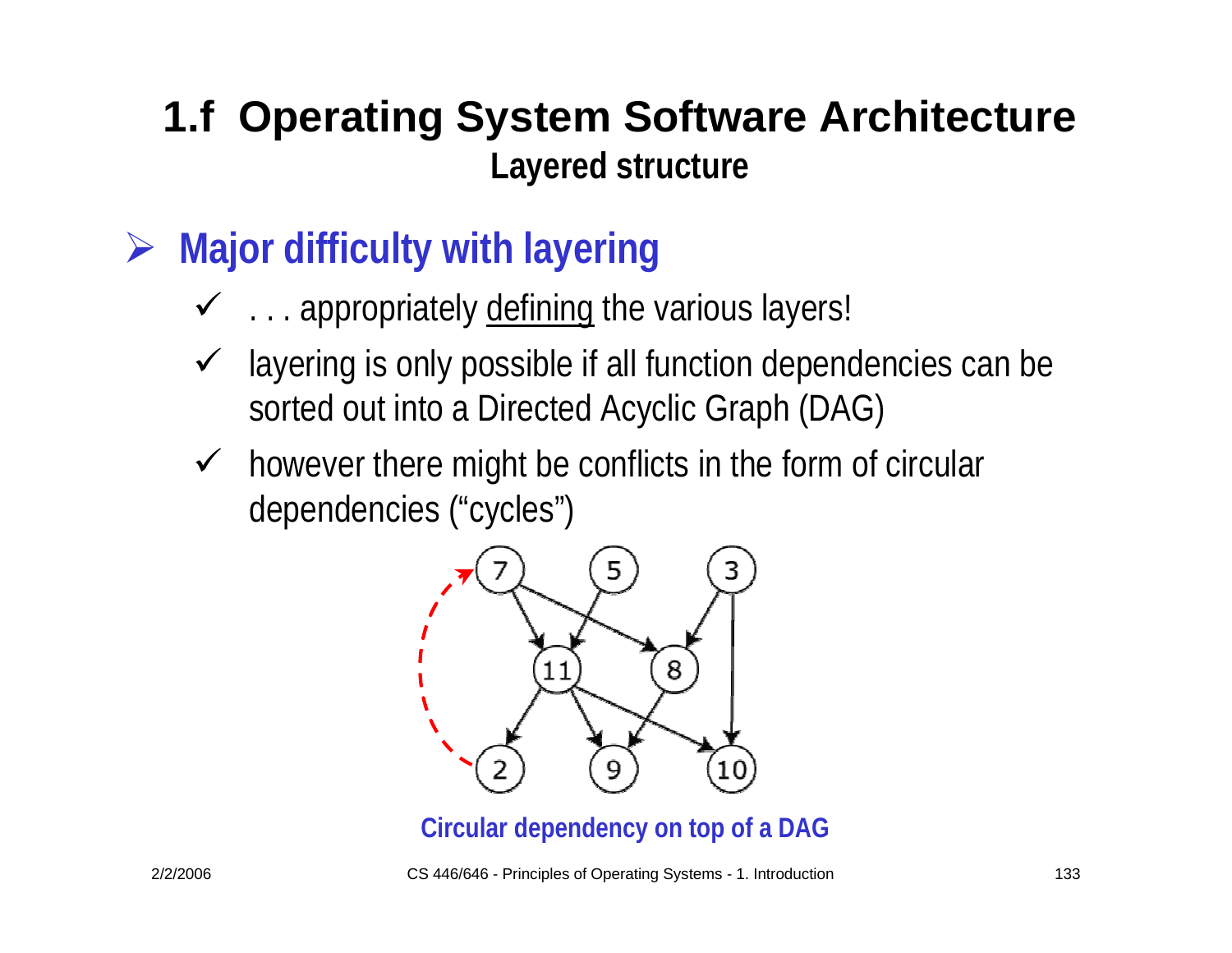# 1.f Operating System Software Architecture

## Layered structure

- **Major difficulty with layering**
  - . . . appropriately defining the various layers!
  - layering is only possible if all function dependencies can be sorted out into a Directed Acyclic Graph (DAG)
  - however there might be conflicts in the form of circular dependencies (“cycles”)

Circular dependency on top of a DAG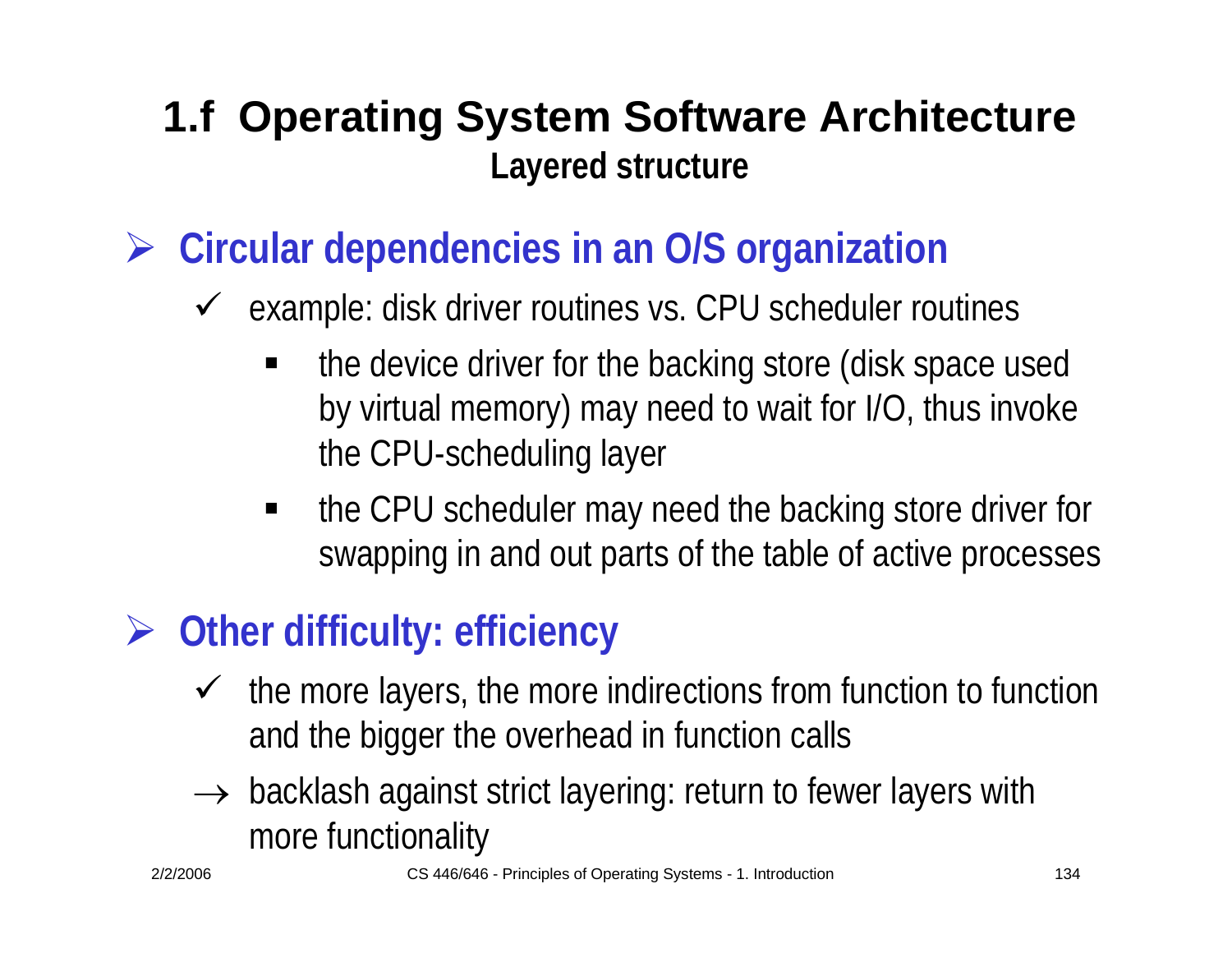# 1.f Operating System Software Architecture

## Layered structure

- **Circular dependencies in an O/S organization**
  - ✓ example: disk driver routines vs. CPU scheduler routines
    - the device driver for the backing store (disk space used by virtual memory) may need to wait for I/O, thus invoke the CPU-scheduling layer
    - the CPU scheduler may need the backing store driver for swapping in and out parts of the table of active processes

- **Other difficulty: efficiency**
  - ✓ the more layers, the more indirections from function to function and the bigger the overhead in function calls
  - → backlash against strict layering: return to fewer layers with more functionality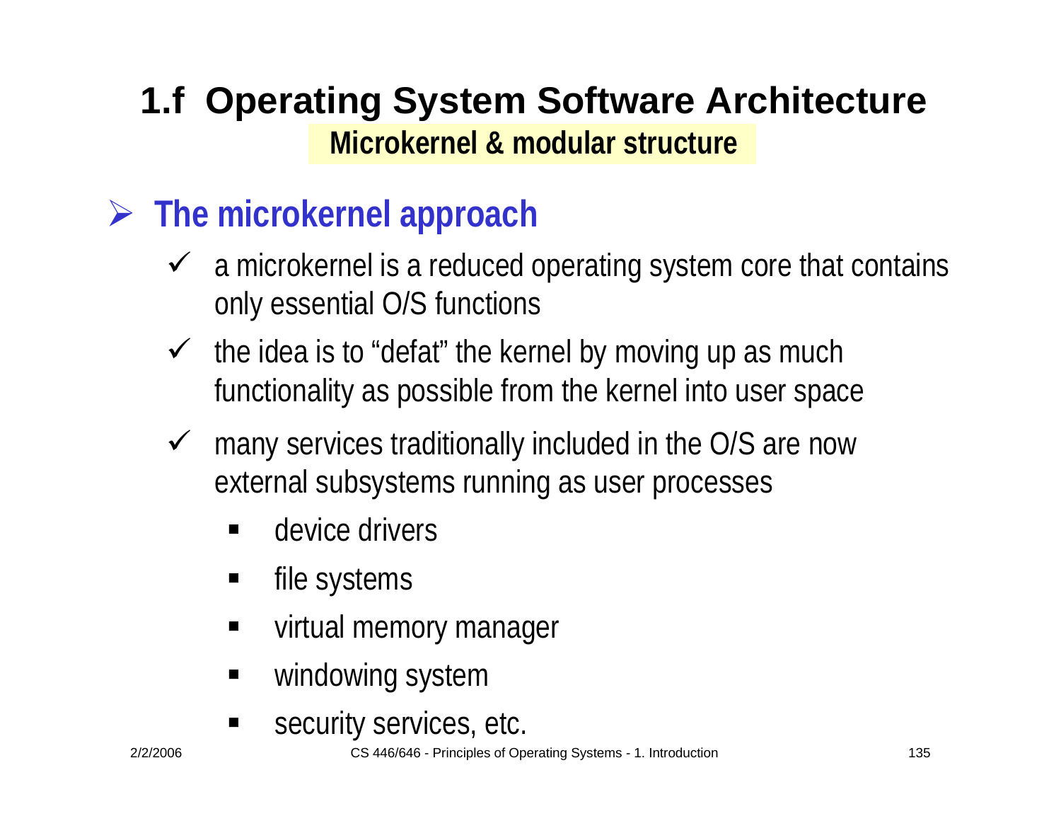# 1.f Operating System Software Architecture

## Microkernel & modular structure

- **The microkernel approach**
  - a microkernel is a reduced operating system core that contains only essential O/S functions
  - the idea is to “defat” the kernel by moving up as much functionality as possible from the kernel into user space
  - many services traditionally included in the O/S are now external subsystems running as user processes
    - device drivers
    - file systems
    - virtual memory manager
    - windowing system
    - security services, etc.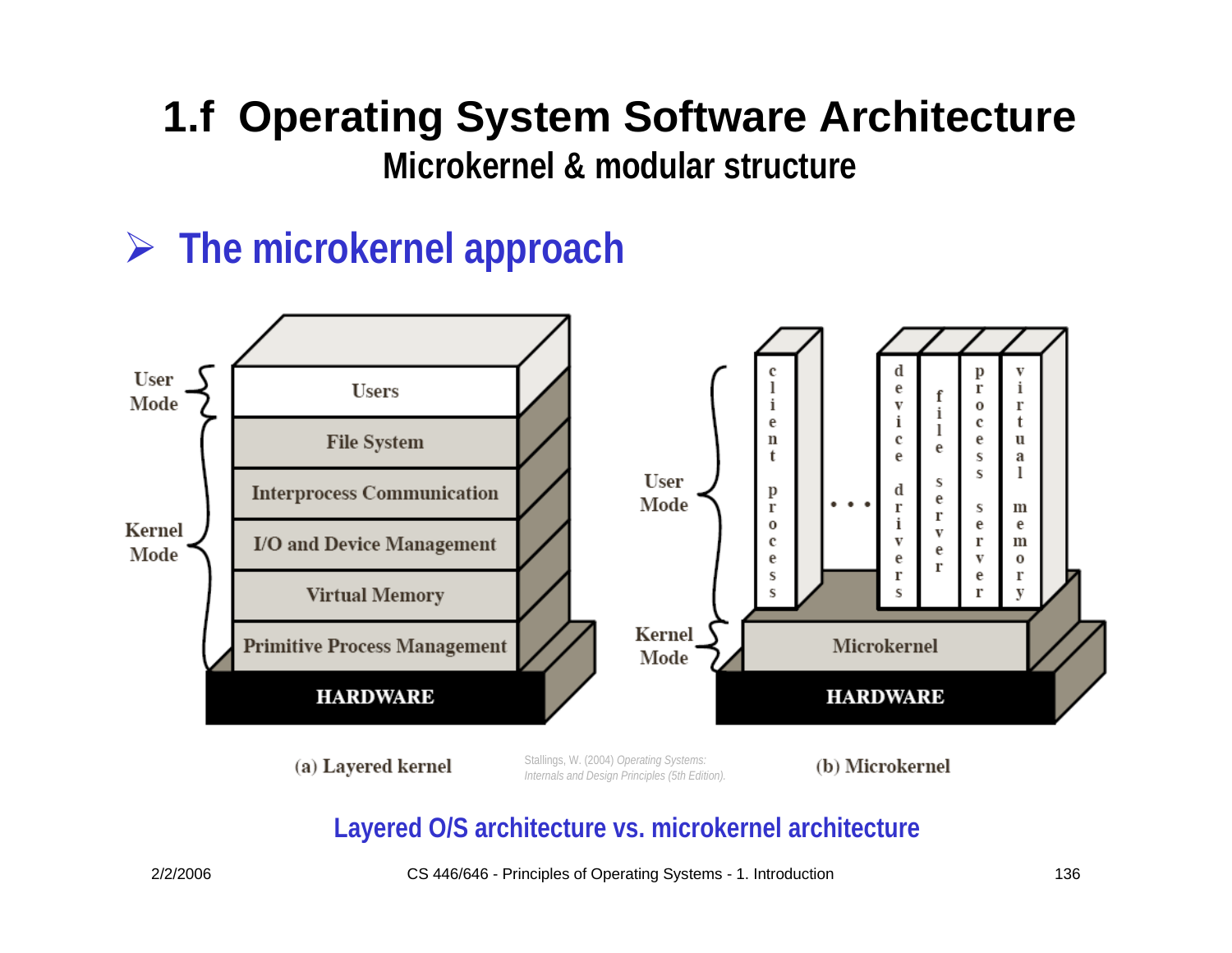# 1.f Operating System Software Architecture

## Microkernel & modular structure

- **The microkernel approach**

User Mode / Kernel Mode

| Users |
| --- |
| File System |
| Interprocess Communication |
| I/O and Device Management |
| Virtual Memory |
| Primitive Process Management |
| HARDWARE |

(a) Layered kernel

User Mode: client process ... device drivers, file server, process server, virtual memory

Kernel Mode: Microkernel

HARDWARE

(b) Microkernel

Stallings, W. (2004) *Operating Systems: Internals and Design Principles (5th Edition).*

**Layered O/S architecture vs. microkernel architecture**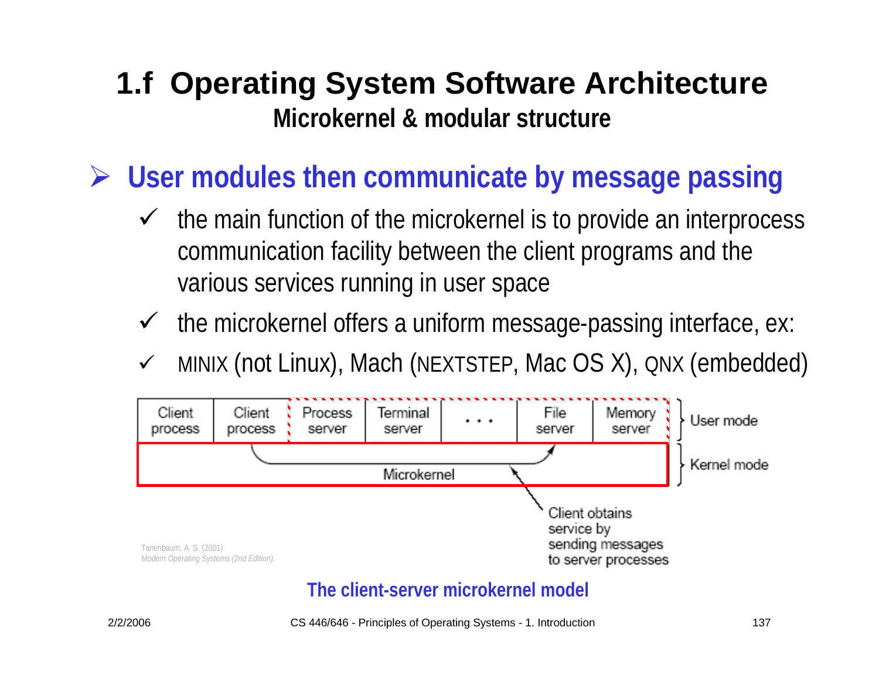# 1.f Operating System Software Architecture

## Microkernel & modular structure

- **User modules then communicate by message passing**
  - ✓ the main function of the microkernel is to provide an interprocess communication facility between the client programs and the various services running in user space
  - ✓ the microkernel offers a uniform message-passing interface, ex:
  - ✓ MINIX (not Linux), Mach (NEXTSTEP, Mac OS X), QNX (embedded)

| Client process | Client process | Process server | Terminal server | . . . | File server | Memory server | User mode |
|---|---|---|---|---|---|---|---|
| Microkernel | | | | | | | Kernel mode |

Client obtains service by sending messages to server processes

Tanenbaum, A. S. (2001) *Modern Operating Systems (2nd Edition).*

**The client-server microkernel model**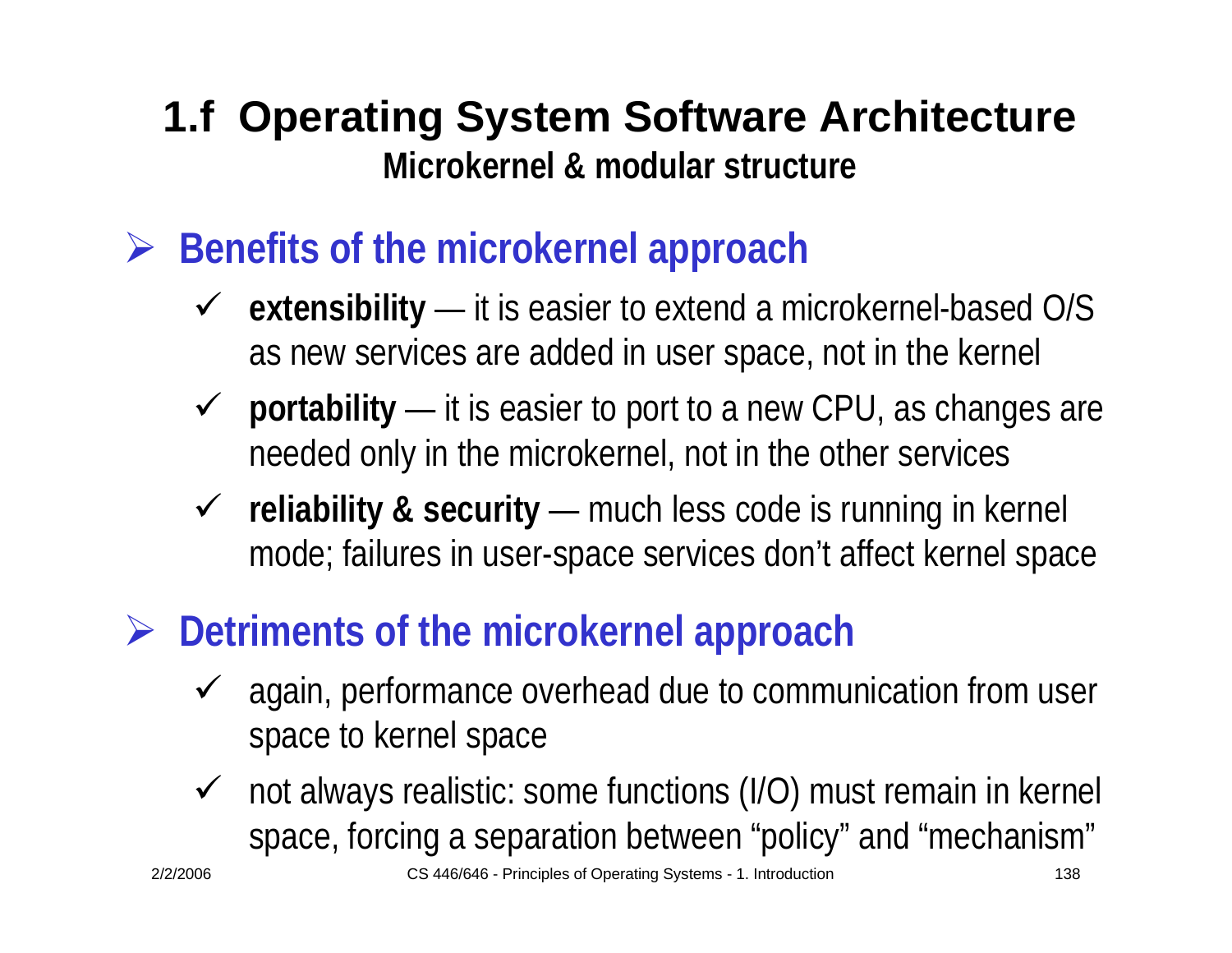# 1.f Operating System Software Architecture

## Microkernel & modular structure

- **Benefits of the microkernel approach**
  - **extensibility** — it is easier to extend a microkernel-based O/S as new services are added in user space, not in the kernel
  - **portability** — it is easier to port to a new CPU, as changes are needed only in the microkernel, not in the other services
  - **reliability & security** — much less code is running in kernel mode; failures in user-space services don't affect kernel space
- **Detriments of the microkernel approach**
  - again, performance overhead due to communication from user space to kernel space
  - not always realistic: some functions (I/O) must remain in kernel space, forcing a separation between "policy" and "mechanism"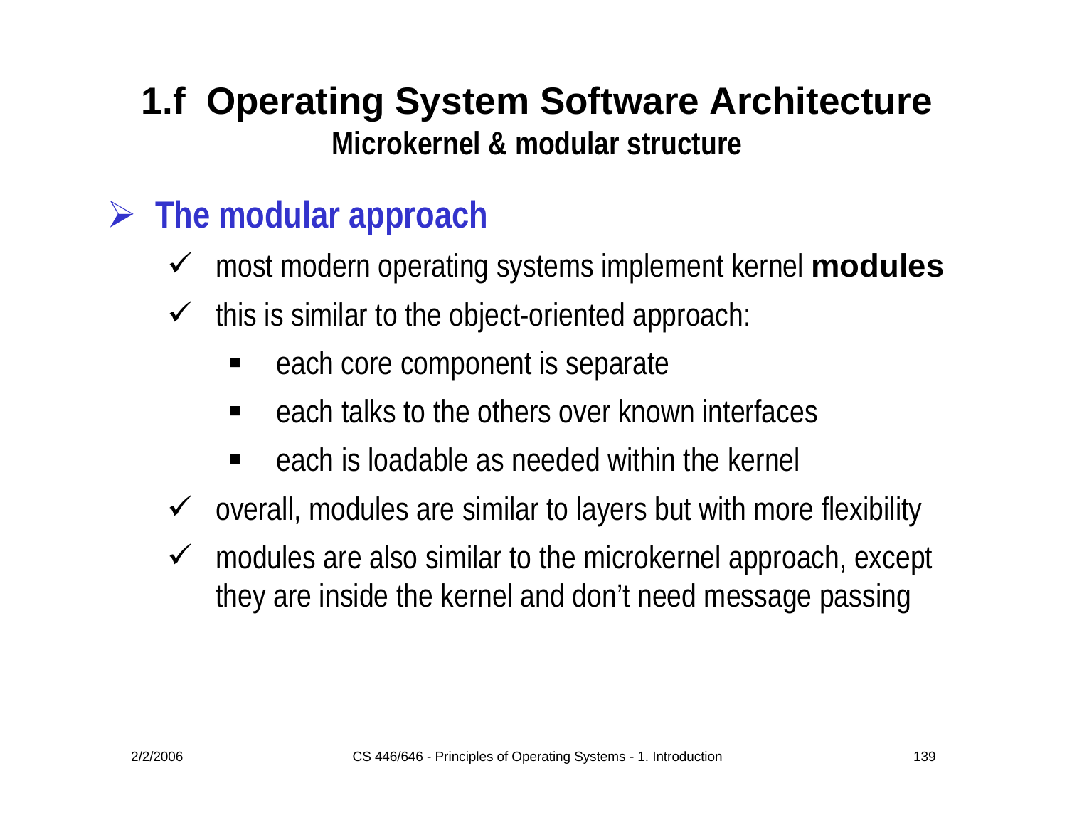# 1.f Operating System Software Architecture

## Microkernel & modular structure

### The modular approach

- most modern operating systems implement kernel **modules**
- this is similar to the object-oriented approach:
  - each core component is separate
  - each talks to the others over known interfaces
  - each is loadable as needed within the kernel
- overall, modules are similar to layers but with more flexibility
- modules are also similar to the microkernel approach, except they are inside the kernel and don't need message passing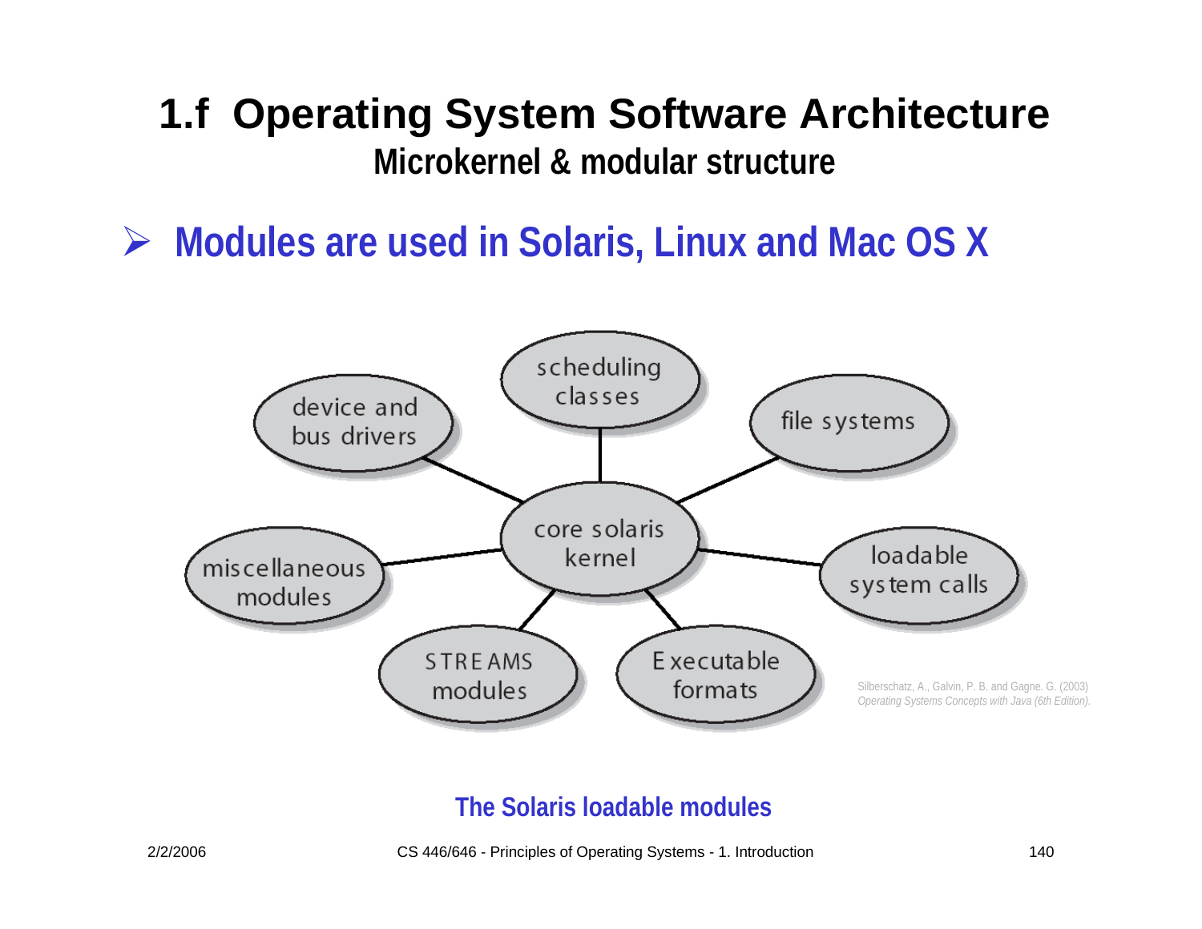# 1.f Operating System Software Architecture

## Microkernel & modular structure

- **Modules are used in Solaris, Linux and Mac OS X**

core solaris kernel

scheduling classes

device and bus drivers

file systems

miscellaneous modules

loadable system calls

STREAMS modules

Executable formats

Silberschatz, A., Galvin, P. B. and Gagne. G. (2003) *Operating Systems Concepts with Java (6th Edition).*

**The Solaris loadable modules**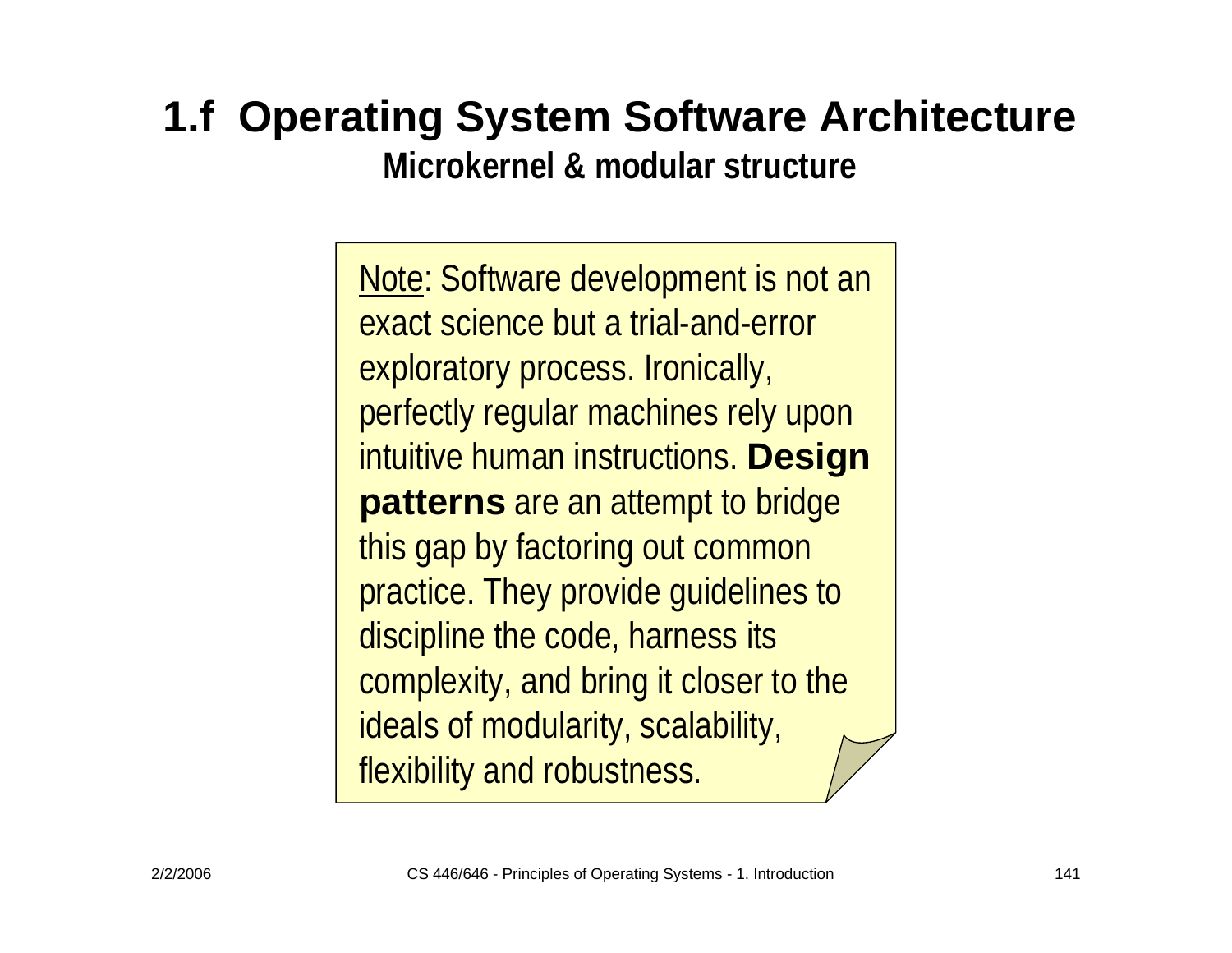# 1.f Operating System Software Architecture

## Microkernel & modular structure

Note: Software development is not an exact science but a trial-and-error exploratory process. Ironically, perfectly regular machines rely upon intuitive human instructions. **Design patterns** are an attempt to bridge this gap by factoring out common practice. They provide guidelines to discipline the code, harness its complexity, and bring it closer to the ideals of modularity, scalability, flexibility and robustness.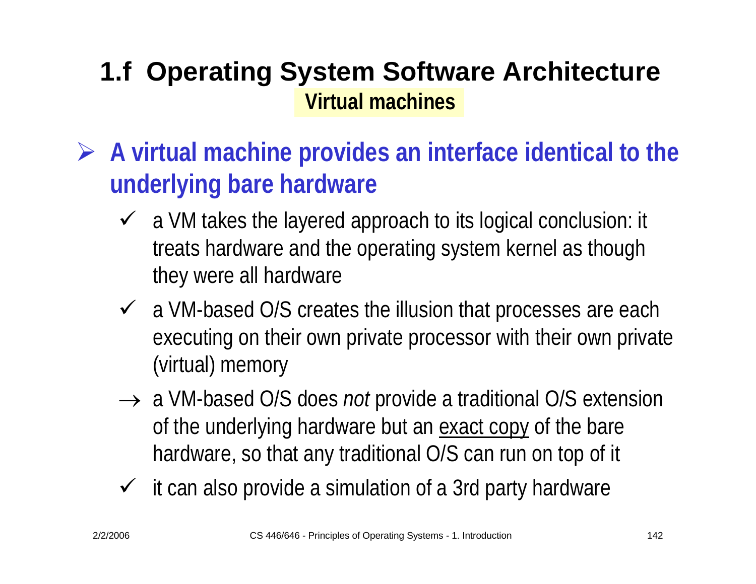# 1.f Operating System Software Architecture

## Virtual machines

- **A virtual machine provides an interface identical to the underlying bare hardware**
  - ✓ a VM takes the layered approach to its logical conclusion: it treats hardware and the operating system kernel as though they were all hardware
  - ✓ a VM-based O/S creates the illusion that processes are each executing on their own private processor with their own private (virtual) memory
  - → a VM-based O/S does *not* provide a traditional O/S extension of the underlying hardware but an <u>exact copy</u> of the bare hardware, so that any traditional O/S can run on top of it
  - ✓ it can also provide a simulation of a 3rd party hardware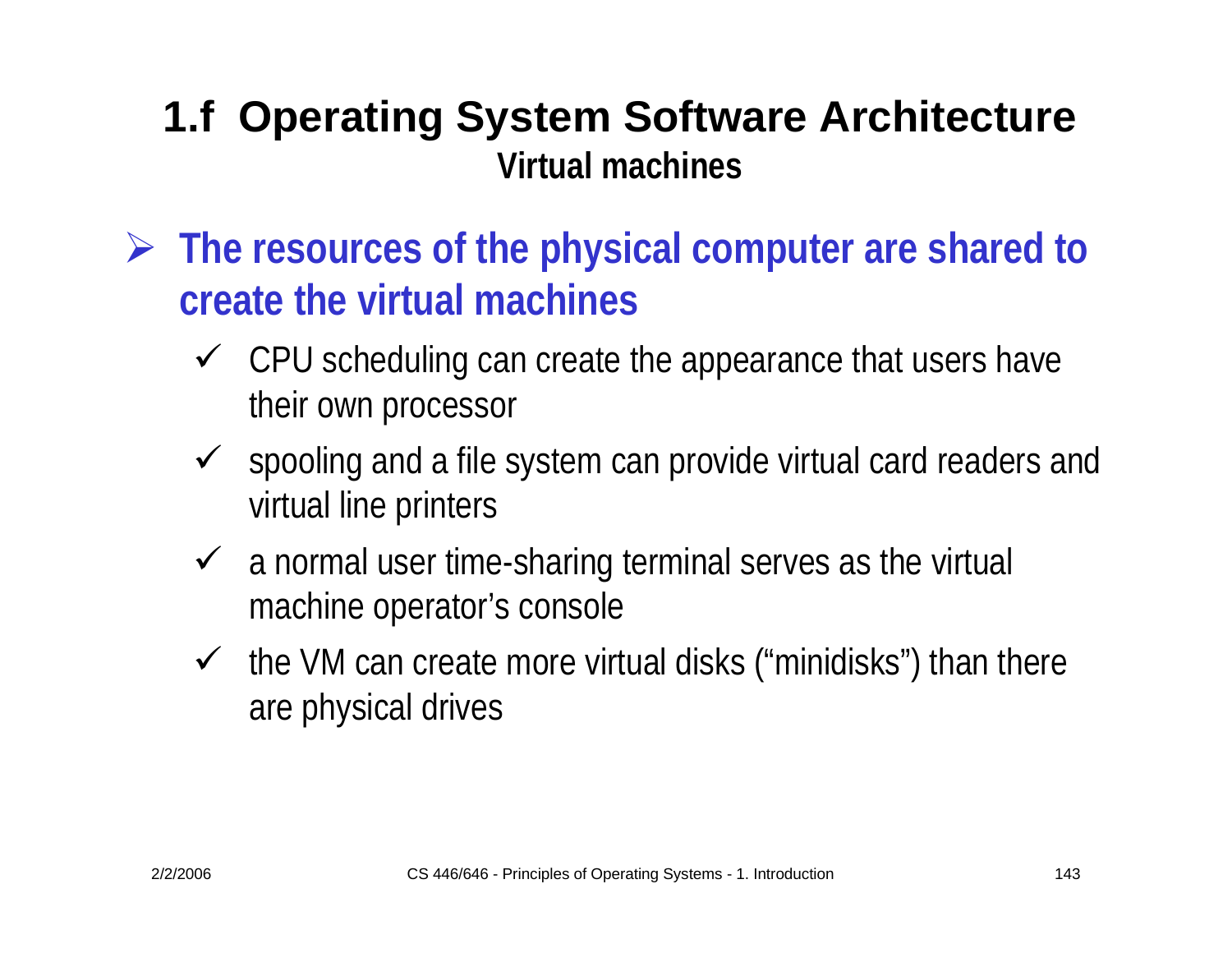# 1.f Operating System Software Architecture

## Virtual machines

- **The resources of the physical computer are shared to create the virtual machines**
  - CPU scheduling can create the appearance that users have their own processor
  - spooling and a file system can provide virtual card readers and virtual line printers
  - a normal user time-sharing terminal serves as the virtual machine operator's console
  - the VM can create more virtual disks ("minidisks") than there are physical drives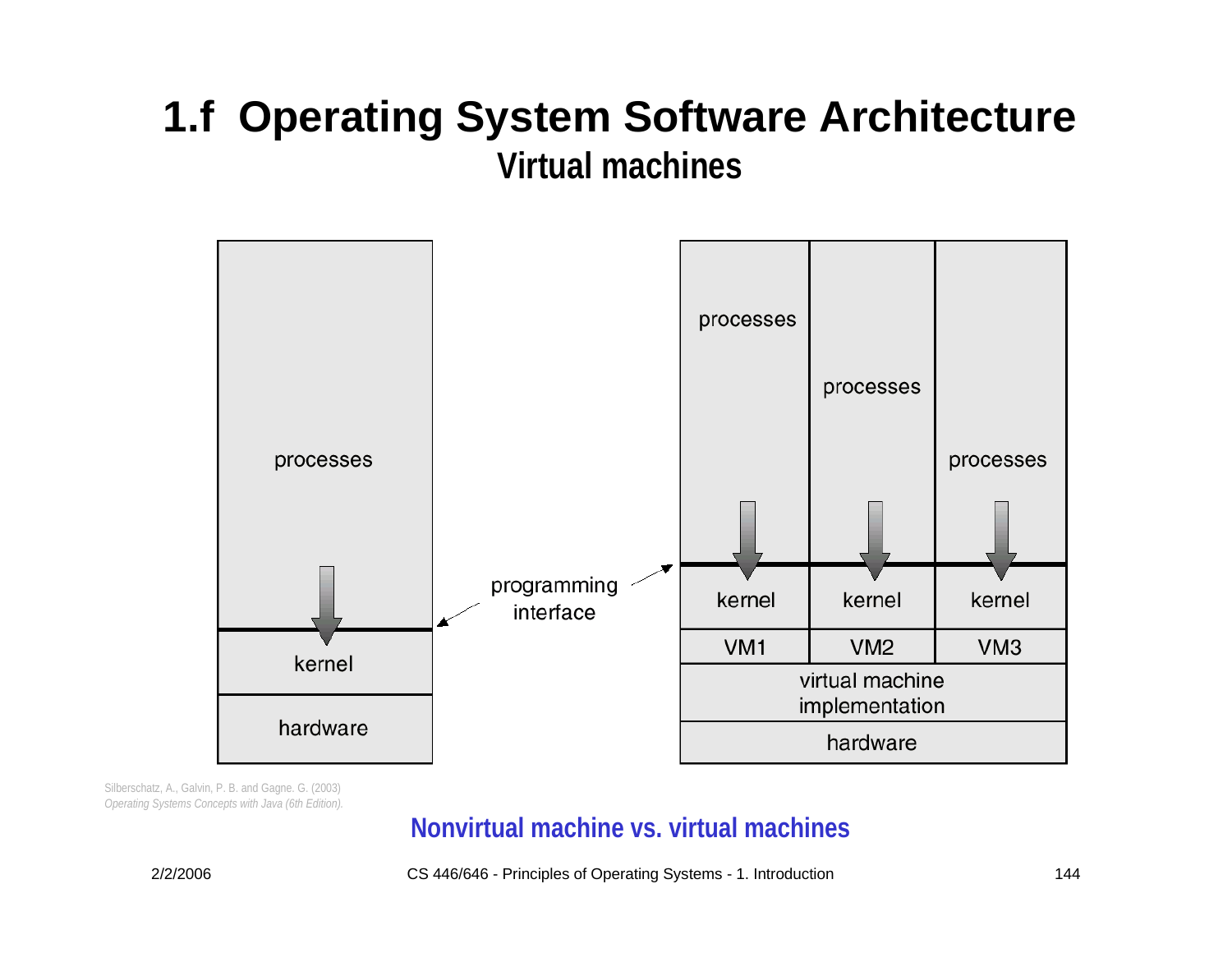# 1.f Operating System Software Architecture

## Virtual machines

processes

kernel

hardware

programming interface

| processes | processes | processes |
|---|---|---|
| kernel | kernel | kernel |
| VM1 | VM2 | VM3 |
| virtual machine implementation | | |
| hardware | | |

Silberschatz, A., Galvin, P. B. and Gagne. G. (2003)
*Operating Systems Concepts with Java (6th Edition).*

**Nonvirtual machine vs. virtual machines**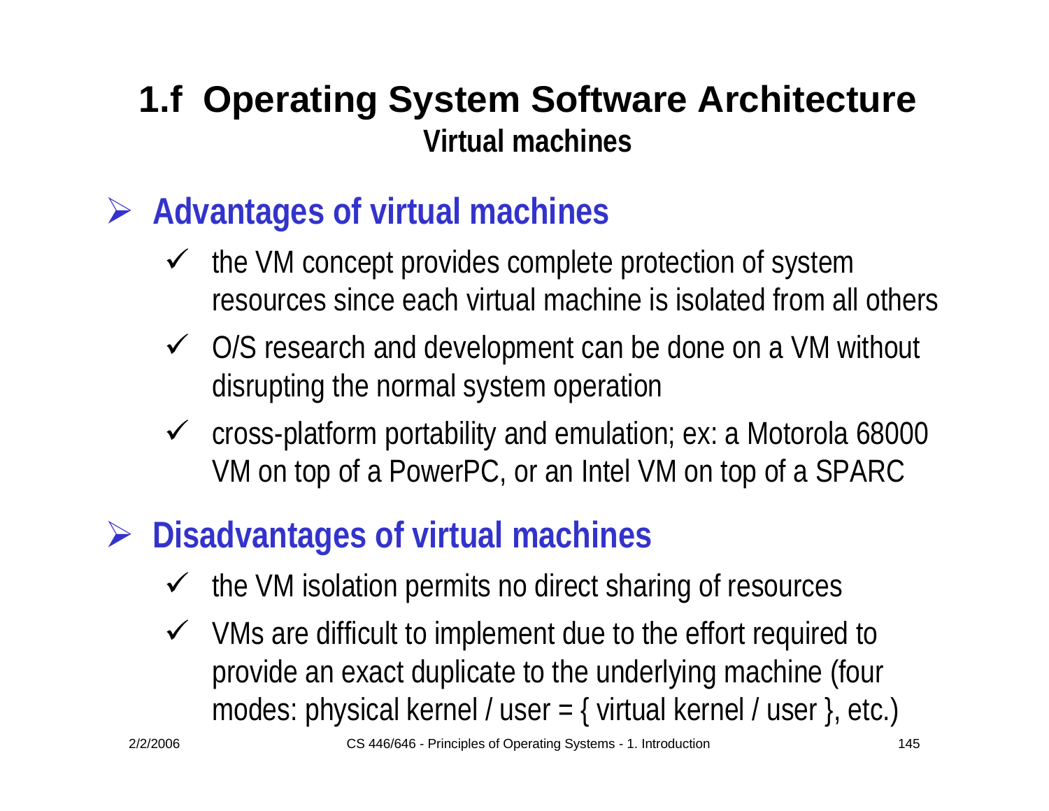# 1.f Operating System Software Architecture

## Virtual machines

- **Advantages of virtual machines**
  - ✓ the VM concept provides complete protection of system resources since each virtual machine is isolated from all others
  - ✓ O/S research and development can be done on a VM without disrupting the normal system operation
  - ✓ cross-platform portability and emulation; ex: a Motorola 68000 VM on top of a PowerPC, or an Intel VM on top of a SPARC

- **Disadvantages of virtual machines**
  - ✓ the VM isolation permits no direct sharing of resources
  - ✓ VMs are difficult to implement due to the effort required to provide an exact duplicate to the underlying machine (four modes: physical kernel / user = { virtual kernel / user }, etc.)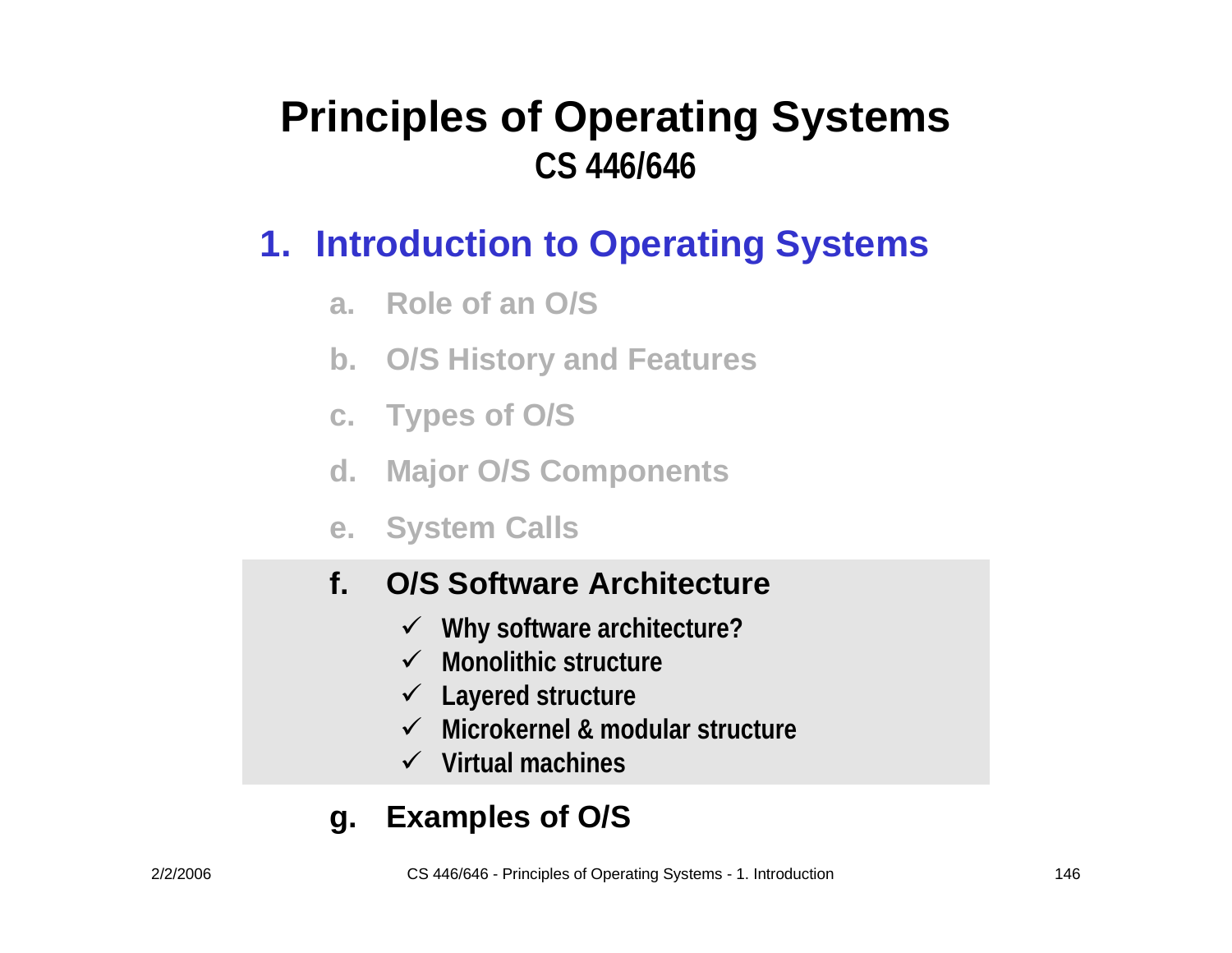# Principles of Operating Systems
## CS 446/646

## 1. Introduction to Operating Systems

a. Role of an O/S

b. O/S History and Features

c. Types of O/S

d. Major O/S Components

e. System Calls

f. **O/S Software Architecture**
   - ✓ **Why software architecture?**
   - ✓ **Monolithic structure**
   - ✓ **Layered structure**
   - ✓ **Microkernel & modular structure**
   - ✓ **Virtual machines**

g. **Examples of O/S**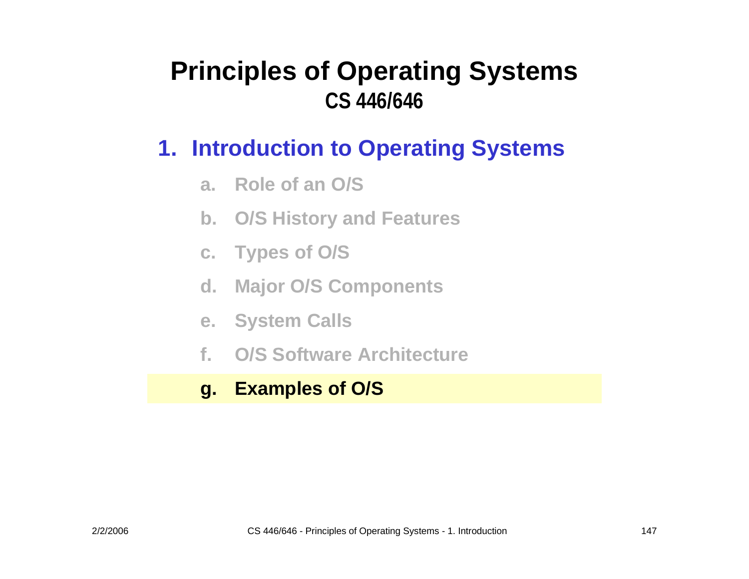# Principles of Operating Systems

## CS 446/646

### 1. Introduction to Operating Systems

a. Role of an O/S

b. O/S History and Features

c. Types of O/S

d. Major O/S Components

e. System Calls

f. O/S Software Architecture

**g. Examples of O/S**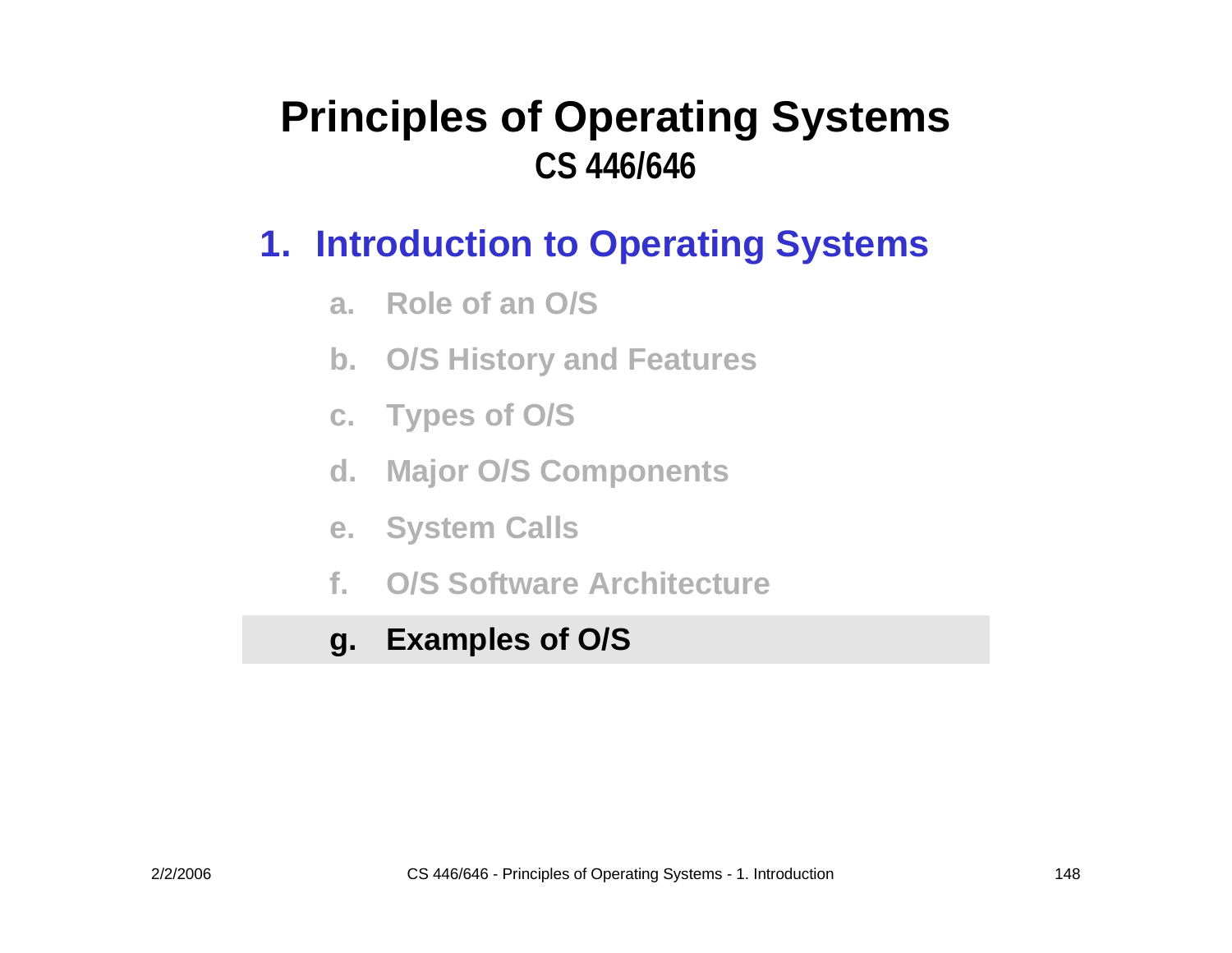# Principles of Operating Systems

## CS 446/646

### 1. Introduction to Operating Systems

a. Role of an O/S

b. O/S History and Features

c. Types of O/S

d. Major O/S Components

e. System Calls

f. O/S Software Architecture

**g. Examples of O/S**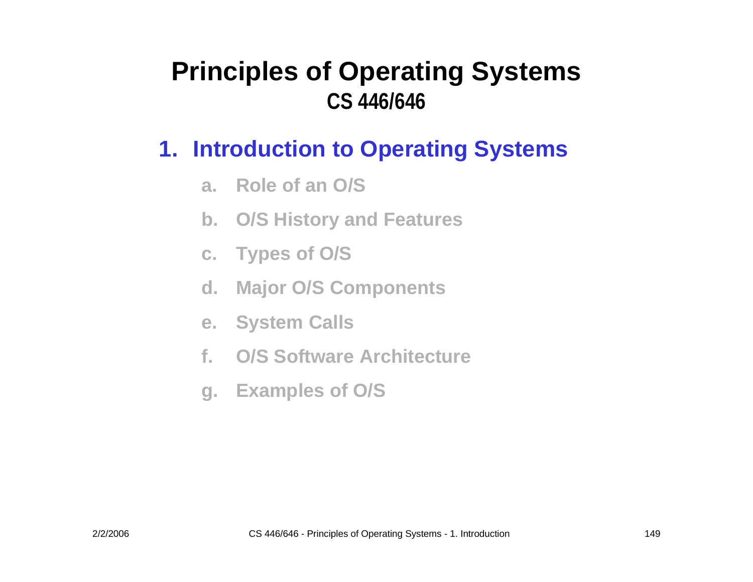# Principles of Operating Systems

## CS 446/646

### 1. Introduction to Operating Systems

a. Role of an O/S

b. O/S History and Features

c. Types of O/S

d. Major O/S Components

e. System Calls

f. O/S Software Architecture

g. Examples of O/S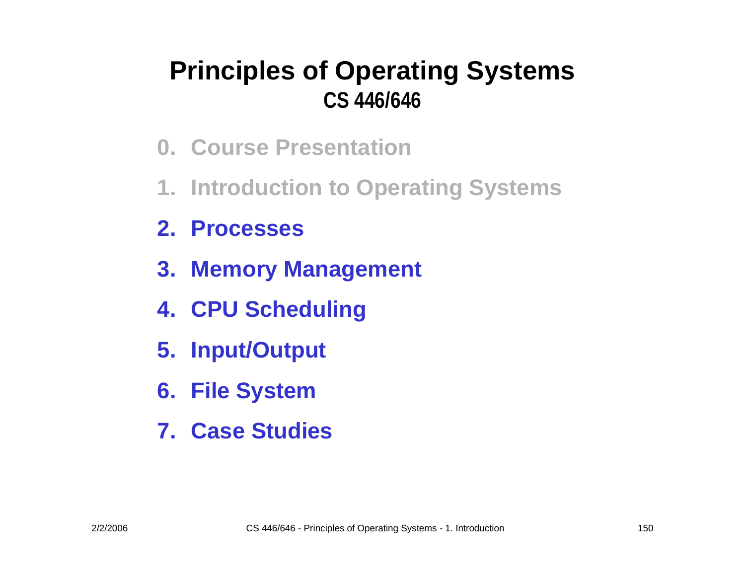# Principles of Operating Systems

## CS 446/646

0. Course Presentation
1. Introduction to Operating Systems
2. Processes
3. Memory Management
4. CPU Scheduling
5. Input/Output
6. File System
7. Case Studies